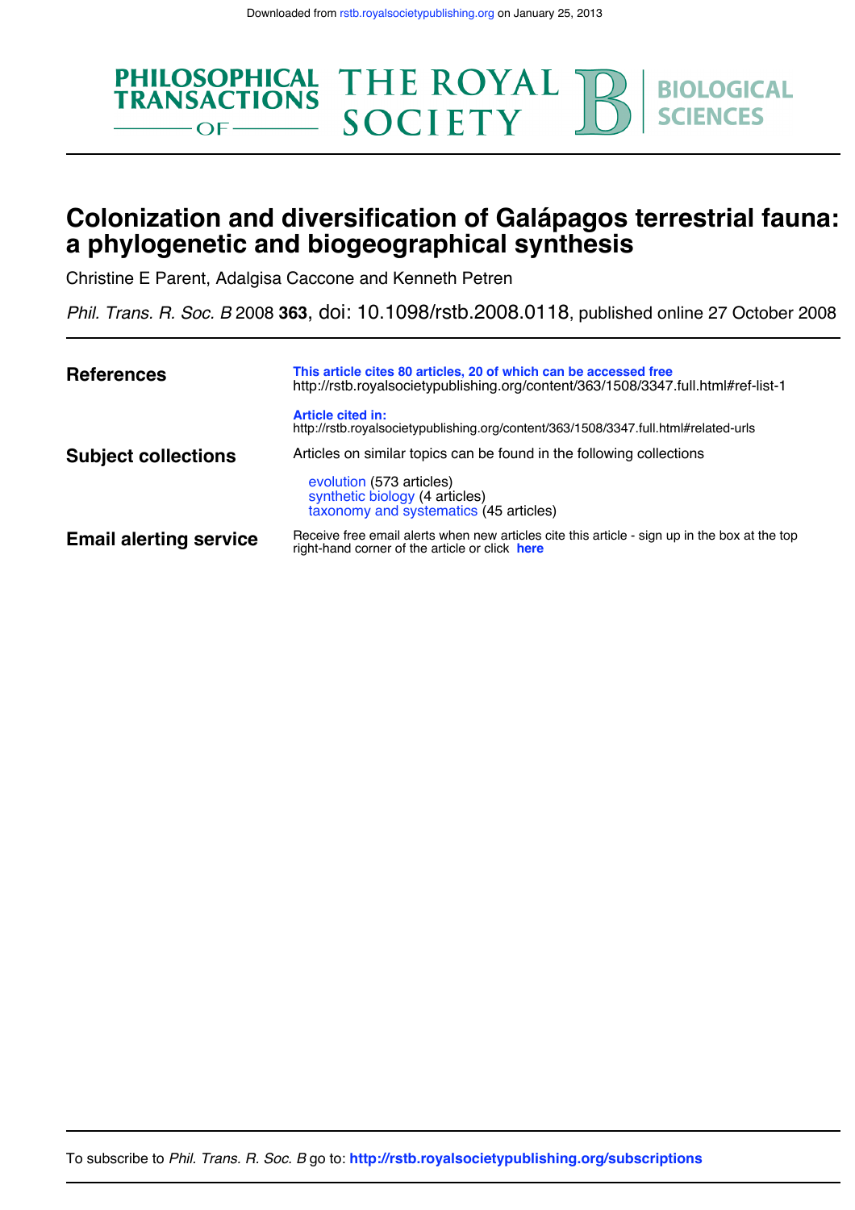Downloaded from rstb.royalsocietypublishing.org on January 25, 2013

PHILOSOPHICAL TRANSACTIONS OF THE ROYAL SOCIETY B BIOLOGICAL SCIENCES

# Colonization and diversification of Galápagos terrestrial fauna: a phylogenetic and biogeographical synthesis

Christine E Parent, Adalgisa Caccone and Kenneth Petren

*Phil. Trans. R. Soc. B* 2008 **363**, doi: 10.1098/rstb.2008.0118, published online 27 October 2008

| | |
|---|---|
| **References** | **This article cites 80 articles, 20 of which can be accessed free** http://rstb.royalsocietypublishing.org/content/363/1508/3347.full.html#ref-list-1 |
| | **Article cited in:** http://rstb.royalsocietypublishing.org/content/363/1508/3347.full.html#related-urls |
| **Subject collections** | Articles on similar topics can be found in the following collections<br>evolution (573 articles)<br>synthetic biology (4 articles)<br>taxonomy and systematics (45 articles) |
| **Email alerting service** | Receive free email alerts when new articles cite this article - sign up in the box at the top right-hand corner of the article or click **here** |

To subscribe to *Phil. Trans. R. Soc. B* go to: **http://rstb.royalsocietypublishing.org/subscriptions**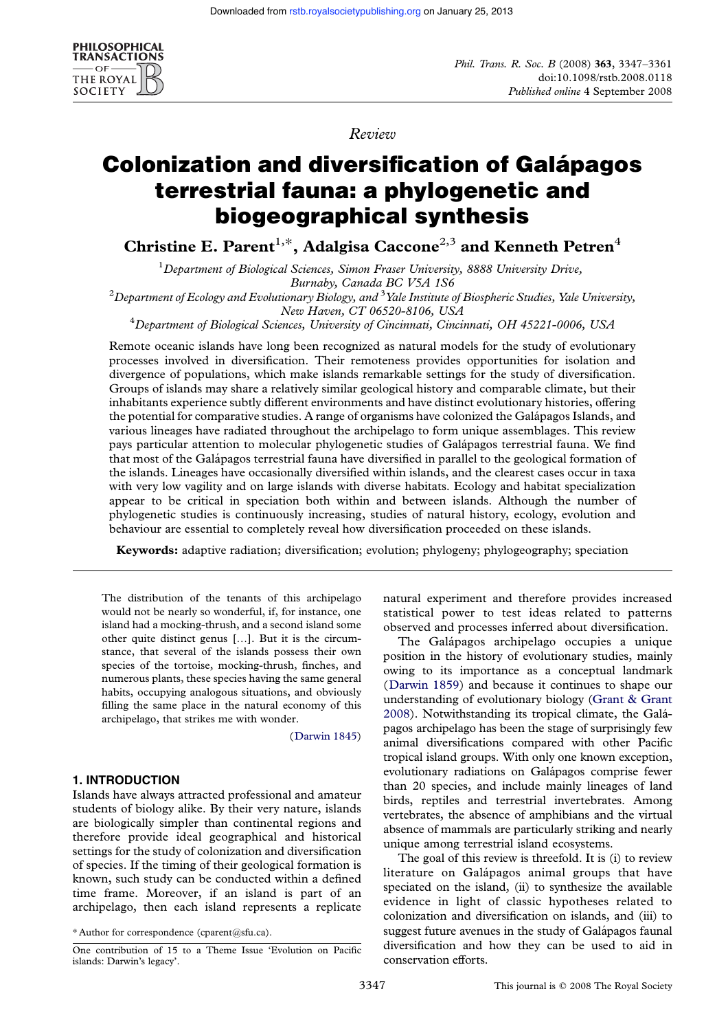*Review*

# Colonization and diversification of Galápagos terrestrial fauna: a phylogenetic and biogeographical synthesis

**Christine E. Parent**[1,*], **Adalgisa Caccone**[2,3] **and Kenneth Petren**[4]

[1]*Department of Biological Sciences, Simon Fraser University, 8888 University Drive, Burnaby, Canada BC V5A 1S6*
[2]*Department of Ecology and Evolutionary Biology, and* [3]*Yale Institute of Biospheric Studies, Yale University, New Haven, CT 06520-8106, USA*
[4]*Department of Biological Sciences, University of Cincinnati, Cincinnati, OH 45221-0006, USA*

Remote oceanic islands have long been recognized as natural models for the study of evolutionary processes involved in diversification. Their remoteness provides opportunities for isolation and divergence of populations, which make islands remarkable settings for the study of diversification. Groups of islands may share a relatively similar geological history and comparable climate, but their inhabitants experience subtly different environments and have distinct evolutionary histories, offering the potential for comparative studies. A range of organisms have colonized the Galápagos Islands, and various lineages have radiated throughout the archipelago to form unique assemblages. This review pays particular attention to molecular phylogenetic studies of Galápagos terrestrial fauna. We find that most of the Galápagos terrestrial fauna have diversified in parallel to the geological formation of the islands. Lineages have occasionally diversified within islands, and the clearest cases occur in taxa with very low vagility and on large islands with diverse habitats. Ecology and habitat specialization appear to be critical in speciation both within and between islands. Although the number of phylogenetic studies is continuously increasing, studies of natural history, ecology, evolution and behaviour are essential to completely reveal how diversification proceeded on these islands.

**Keywords:** adaptive radiation; diversification; evolution; phylogeny; phylogeography; speciation

> The distribution of the tenants of this archipelago would not be nearly so wonderful, if, for instance, one island had a mocking-thrush, and a second island some other quite distinct genus […]. But it is the circumstance, that several of the islands possess their own species of the tortoise, mocking-thrush, finches, and numerous plants, these species having the same general habits, occupying analogous situations, and obviously filling the same place in the natural economy of this archipelago, that strikes me with wonder.
>
> (Darwin 1845)

## 1. INTRODUCTION

Islands have always attracted professional and amateur students of biology alike. By their very nature, islands are biologically simpler than continental regions and therefore provide ideal geographical and historical settings for the study of colonization and diversification of species. If the timing of their geological formation is known, such study can be conducted within a defined time frame. Moreover, if an island is part of an archipelago, then each island represents a replicate natural experiment and therefore provides increased statistical power to test ideas related to patterns observed and processes inferred about diversification.

The Galápagos archipelago occupies a unique position in the history of evolutionary studies, mainly owing to its importance as a conceptual landmark (Darwin 1859) and because it continues to shape our understanding of evolutionary biology (Grant & Grant 2008). Notwithstanding its tropical climate, the Galápagos archipelago has been the stage of surprisingly few animal diversifications compared with other Pacific tropical island groups. With only one known exception, evolutionary radiations on Galápagos comprise fewer than 20 species, and include mainly lineages of land birds, reptiles and terrestrial invertebrates. Among vertebrates, the absence of amphibians and the virtual absence of mammals are particularly striking and nearly unique among terrestrial island ecosystems.

The goal of this review is threefold. It is (i) to review literature on Galápagos animal groups that have speciated on the island, (ii) to synthesize the available evidence in light of classic hypotheses related to colonization and diversification on islands, and (iii) to suggest future avenues in the study of Galápagos faunal diversification and how they can be used to aid in conservation efforts.

\* Author for correspondence (cparent@sfu.ca).

One contribution of 15 to a Theme Issue 'Evolution on Pacific islands: Darwin's legacy'.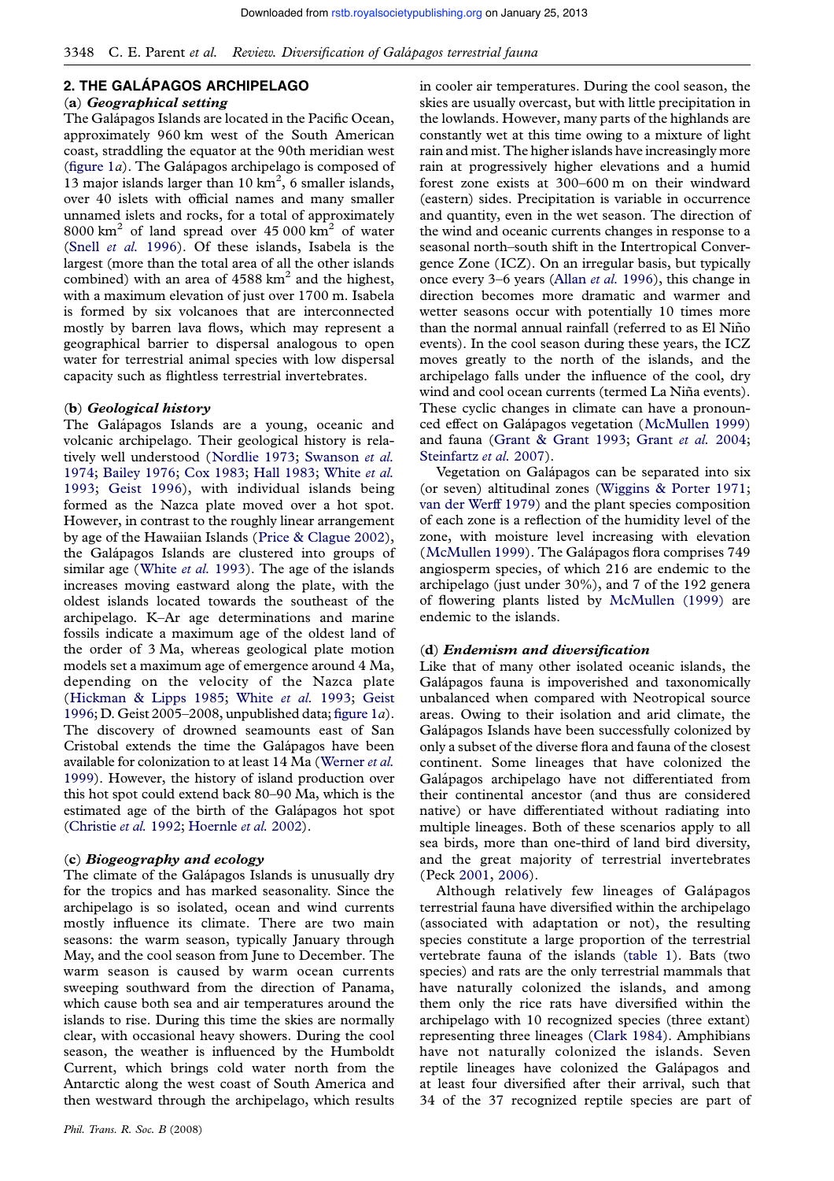## 2. THE GALÁPAGOS ARCHIPELAGO

### (a) *Geographical setting*

The Galápagos Islands are located in the Pacific Ocean, approximately 960 km west of the South American coast, straddling the equator at the 90th meridian west (figure 1*a*). The Galápagos archipelago is composed of 13 major islands larger than 10 $km^2$, 6 smaller islands, over 40 islets with official names and many smaller unnamed islets and rocks, for a total of approximately 8000 $km^2$ of land spread over 45 000 $km^2$ of water (Snell *et al.* 1996). Of these islands, Isabela is the largest (more than the total area of all the other islands combined) with an area of 4588 $km^2$ and the highest, with a maximum elevation of just over 1700 m. Isabela is formed by six volcanoes that are interconnected mostly by barren lava flows, which may represent a geographical barrier to dispersal analogous to open water for terrestrial animal species with low dispersal capacity such as flightless terrestrial invertebrates.

### (b) *Geological history*

The Galápagos Islands are a young, oceanic and volcanic archipelago. Their geological history is relatively well understood (Nordlie 1973; Swanson *et al.* 1974; Bailey 1976; Cox 1983; Hall 1983; White *et al.* 1993; Geist 1996), with individual islands being formed as the Nazca plate moved over a hot spot. However, in contrast to the roughly linear arrangement by age of the Hawaiian Islands (Price & Clague 2002), the Galápagos Islands are clustered into groups of similar age (White *et al.* 1993). The age of the islands increases moving eastward along the plate, with the oldest islands located towards the southeast of the archipelago. K–Ar age determinations and marine fossils indicate a maximum age of the oldest land of the order of 3 Ma, whereas geological plate motion models set a maximum age of emergence around 4 Ma, depending on the velocity of the Nazca plate (Hickman & Lipps 1985; White *et al.* 1993; Geist 1996; D. Geist 2005–2008, unpublished data; figure 1*a*). The discovery of drowned seamounts east of San Cristobal extends the time the Galápagos have been available for colonization to at least 14 Ma (Werner *et al.* 1999). However, the history of island production over this hot spot could extend back 80–90 Ma, which is the estimated age of the birth of the Galápagos hot spot (Christie *et al.* 1992; Hoernle *et al.* 2002).

### (c) *Biogeography and ecology*

The climate of the Galápagos Islands is unusually dry for the tropics and has marked seasonality. Since the archipelago is so isolated, ocean and wind currents mostly influence its climate. There are two main seasons: the warm season, typically January through May, and the cool season from June to December. The warm season is caused by warm ocean currents sweeping southward from the direction of Panama, which cause both sea and air temperatures around the islands to rise. During this time the skies are normally clear, with occasional heavy showers. During the cool season, the weather is influenced by the Humboldt Current, which brings cold water north from the Antarctic along the west coast of South America and then westward through the archipelago, which results in cooler air temperatures. During the cool season, the skies are usually overcast, but with little precipitation in the lowlands. However, many parts of the highlands are constantly wet at this time owing to a mixture of light rain and mist. The higher islands have increasingly more rain at progressively higher elevations and a humid forest zone exists at 300–600 m on their windward (eastern) sides. Precipitation is variable in occurrence and quantity, even in the wet season. The direction of the wind and oceanic currents changes in response to a seasonal north–south shift in the Intertropical Convergence Zone (ICZ). On an irregular basis, but typically once every 3–6 years (Allan *et al.* 1996), this change in direction becomes more dramatic and warmer and wetter seasons occur with potentially 10 times more than the normal annual rainfall (referred to as El Niño events). In the cool season during these years, the ICZ moves greatly to the north of the islands, and the archipelago falls under the influence of the cool, dry wind and cool ocean currents (termed La Niña events). These cyclic changes in climate can have a pronounced effect on Galápagos vegetation (McMullen 1999) and fauna (Grant & Grant 1993; Grant *et al.* 2004; Steinfartz *et al.* 2007).

Vegetation on Galápagos can be separated into six (or seven) altitudinal zones (Wiggins & Porter 1971; van der Werff 1979) and the plant species composition of each zone is a reflection of the humidity level of the zone, with moisture level increasing with elevation (McMullen 1999). The Galápagos flora comprises 749 angiosperm species, of which 216 are endemic to the archipelago (just under 30%), and 7 of the 192 genera of flowering plants listed by McMullen (1999) are endemic to the islands.

### (d) *Endemism and diversification*

Like that of many other isolated oceanic islands, the Galápagos fauna is impoverished and taxonomically unbalanced when compared with Neotropical source areas. Owing to their isolation and arid climate, the Galápagos Islands have been successfully colonized by only a subset of the diverse flora and fauna of the closest continent. Some lineages that have colonized the Galápagos archipelago have not differentiated from their continental ancestor (and thus are considered native) or have differentiated without radiating into multiple lineages. Both of these scenarios apply to all sea birds, more than one-third of land bird diversity, and the great majority of terrestrial invertebrates (Peck 2001, 2006).

Although relatively few lineages of Galápagos terrestrial fauna have diversified within the archipelago (associated with adaptation or not), the resulting species constitute a large proportion of the terrestrial vertebrate fauna of the islands (table 1). Bats (two species) and rats are the only terrestrial mammals that have naturally colonized the islands, and among them only the rice rats have diversified within the archipelago with 10 recognized species (three extant) representing three lineages (Clark 1984). Amphibians have not naturally colonized the islands. Seven reptile lineages have colonized the Galápagos and at least four diversified after their arrival, such that 34 of the 37 recognized reptile species are part of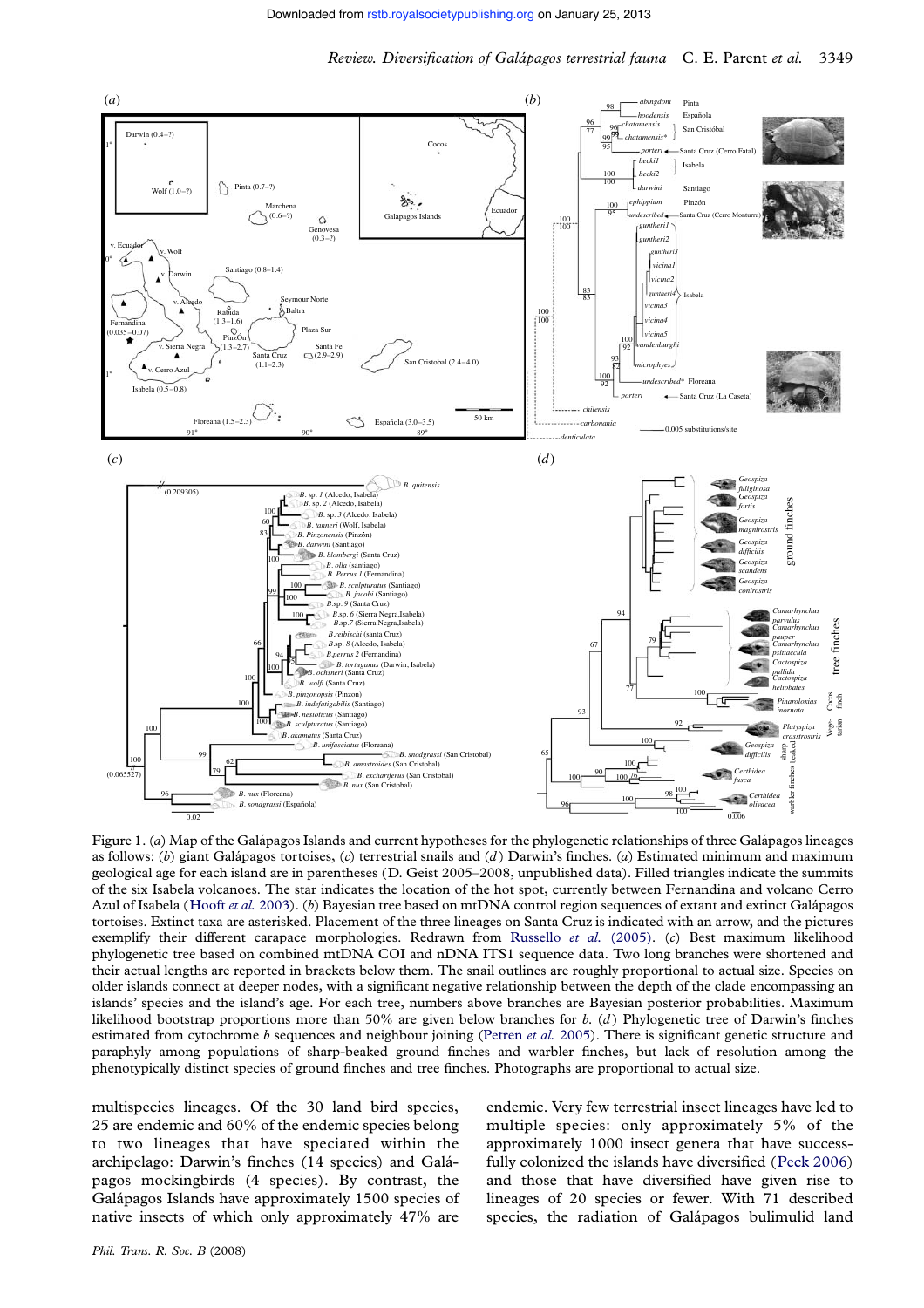Figure 1. (*a*) Map of the Galápagos Islands and current hypotheses for the phylogenetic relationships of three Galápagos lineages as follows: (*b*) giant Galápagos tortoises, (*c*) terrestrial snails and (*d*) Darwin's finches. (*a*) Estimated minimum and maximum geological age for each island are in parentheses (D. Geist 2005–2008, unpublished data). Filled triangles indicate the summits of the six Isabela volcanoes. The star indicates the location of the hot spot, currently between Fernandina and volcano Cerro Azul of Isabela (Hooft *et al.* 2003). (*b*) Bayesian tree based on mtDNA control region sequences of extant and extinct Galápagos tortoises. Extinct taxa are asterisked. Placement of the three lineages on Santa Cruz is indicated with an arrow, and the pictures exemplify their different carapace morphologies. Redrawn from Russello *et al.* (2005). (*c*) Best maximum likelihood phylogenetic tree based on combined mtDNA COI and nDNA ITS1 sequence data. Two long branches were shortened and their actual lengths are reported in brackets below them. The snail outlines are roughly proportional to actual size. Species on older islands connect at deeper nodes, with a significant negative relationship between the depth of the clade encompassing an islands' species and the island's age. For each tree, numbers above branches are Bayesian posterior probabilities. Maximum likelihood bootstrap proportions more than 50% are given below branches for b. (*d*) Phylogenetic tree of Darwin's finches estimated from cytochrome *b* sequences and neighbour joining (Petren *et al.* 2005). There is significant genetic structure and paraphyly among populations of sharp-beaked ground finches and warbler finches, but lack of resolution among the phenotypically distinct species of ground finches and tree finches. Photographs are proportional to actual size.

multispecies lineages. Of the 30 land bird species, 25 are endemic and 60% of the endemic species belong to two lineages that have speciated within the archipelago: Darwin's finches (14 species) and Galápagos mockingbirds (4 species). By contrast, the Galápagos Islands have approximately 1500 species of native insects of which only approximately 47% are endemic. Very few terrestrial insect lineages have led to multiple species: only approximately 5% of the approximately 1000 insect genera that have successfully colonized the islands have diversified (Peck 2006) and those that have diversified have given rise to lineages of 20 species or fewer. With 71 described species, the radiation of Galápagos bulimulid land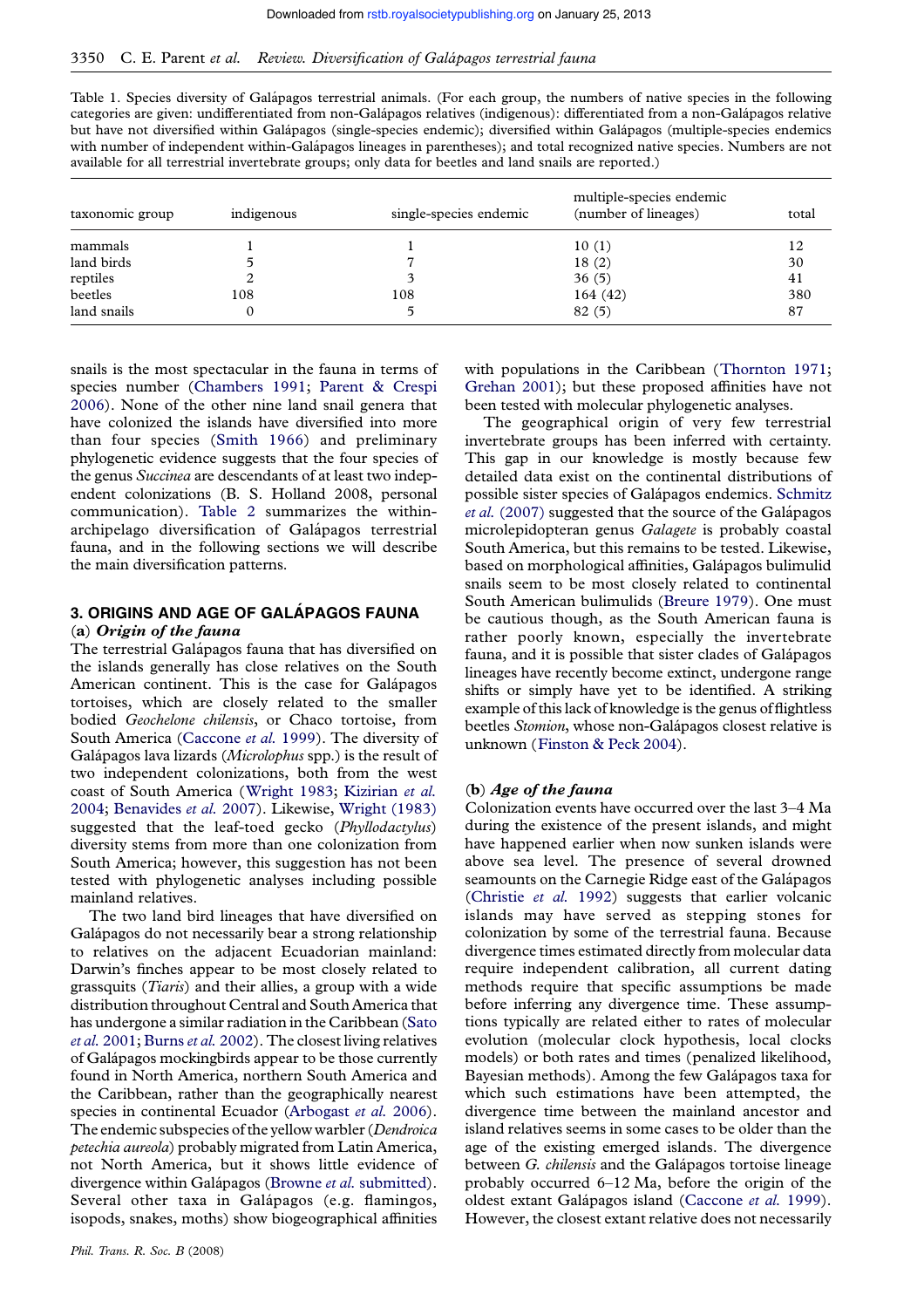Table 1. Species diversity of Galápagos terrestrial animals. (For each group, the numbers of native species in the following categories are given: undifferentiated from non-Galápagos relatives (indigenous): differentiated from a non-Galápagos relative but have not diversified within Galápagos (single-species endemic); diversified within Galápagos (multiple-species endemics with number of independent within-Galápagos lineages in parentheses); and total recognized native species. Numbers are not available for all terrestrial invertebrate groups; only data for beetles and land snails are reported.)

| taxonomic group | indigenous | single-species endemic | multiple-species endemic (number of lineages) | total |
|---|---|---|---|---|
| mammals | 1 | 1 | 10 (1) | 12 |
| land birds | 5 | 7 | 18 (2) | 30 |
| reptiles | 2 | 3 | 36 (5) | 41 |
| beetles | 108 | 108 | 164 (42) | 380 |
| land snails | 0 | 5 | 82 (5) | 87 |

snails is the most spectacular in the fauna in terms of species number (Chambers 1991; Parent & Crespi 2006). None of the other nine land snail genera that have colonized the islands have diversified into more than four species (Smith 1966) and preliminary phylogenetic evidence suggests that the four species of the genus *Succinea* are descendants of at least two independent colonizations (B. S. Holland 2008, personal communication). Table 2 summarizes the within-archipelago diversification of Galápagos terrestrial fauna, and in the following sections we will describe the main diversification patterns.

## 3. ORIGINS AND AGE OF GALÁPAGOS FAUNA

### (a) *Origin of the fauna*

The terrestrial Galápagos fauna that has diversified on the islands generally has close relatives on the South American continent. This is the case for Galápagos tortoises, which are closely related to the smaller bodied *Geochelone chilensis*, or Chaco tortoise, from South America (Caccone *et al.* 1999). The diversity of Galápagos lava lizards (*Microlophus* spp.) is the result of two independent colonizations, both from the west coast of South America (Wright 1983; Kizirian *et al.* 2004; Benavides *et al.* 2007). Likewise, Wright (1983) suggested that the leaf-toed gecko (*Phyllodactylus*) diversity stems from more than one colonization from South America; however, this suggestion has not been tested with phylogenetic analyses including possible mainland relatives.

The two land bird lineages that have diversified on Galápagos do not necessarily bear a strong relationship to relatives on the adjacent Ecuadorian mainland: Darwin's finches appear to be most closely related to grassquits (*Tiaris*) and their allies, a group with a wide distribution throughout Central and South America that has undergone a similar radiation in the Caribbean (Sato *et al.* 2001; Burns *et al.* 2002). The closest living relatives of Galápagos mockingbirds appear to be those currently found in North America, northern South America and the Caribbean, rather than the geographically nearest species in continental Ecuador (Arbogast *et al.* 2006). The endemic subspecies of the yellow warbler (*Dendroica petechia aureola*) probably migrated from Latin America, not North America, but it shows little evidence of divergence within Galápagos (Browne *et al.* submitted). Several other taxa in Galápagos (e.g. flamingos, isopods, snakes, moths) show biogeographical affinities with populations in the Caribbean (Thornton 1971; Grehan 2001); but these proposed affinities have not been tested with molecular phylogenetic analyses.

The geographical origin of very few terrestrial invertebrate groups has been inferred with certainty. This gap in our knowledge is mostly because few detailed data exist on the continental distributions of possible sister species of Galápagos endemics. Schmitz *et al.* (2007) suggested that the source of the Galápagos microlepidopteran genus *Galagete* is probably coastal South America, but this remains to be tested. Likewise, based on morphological affinities, Galápagos bulimulid snails seem to be most closely related to continental South American bulimulids (Breure 1979). One must be cautious though, as the South American fauna is rather poorly known, especially the invertebrate fauna, and it is possible that sister clades of Galápagos lineages have recently become extinct, undergone range shifts or simply have yet to be identified. A striking example of this lack of knowledge is the genus of flightless beetles *Stomion*, whose non-Galápagos closest relative is unknown (Finston & Peck 2004).

### (b) *Age of the fauna*

Colonization events have occurred over the last 3–4 Ma during the existence of the present islands, and might have happened earlier when now sunken islands were above sea level. The presence of several drowned seamounts on the Carnegie Ridge east of the Galápagos (Christie *et al.* 1992) suggests that earlier volcanic islands may have served as stepping stones for colonization by some of the terrestrial fauna. Because divergence times estimated directly from molecular data require independent calibration, all current dating methods require that specific assumptions be made before inferring any divergence time. These assumptions typically are related either to rates of molecular evolution (molecular clock hypothesis, local clocks models) or both rates and times (penalized likelihood, Bayesian methods). Among the few Galápagos taxa for which such estimations have been attempted, the divergence time between the mainland ancestor and island relatives seems in some cases to be older than the age of the existing emerged islands. The divergence between *G. chilensis* and the Galápagos tortoise lineage probably occurred 6–12 Ma, before the origin of the oldest extant Galápagos island (Caccone *et al.* 1999). However, the closest extant relative does not necessarily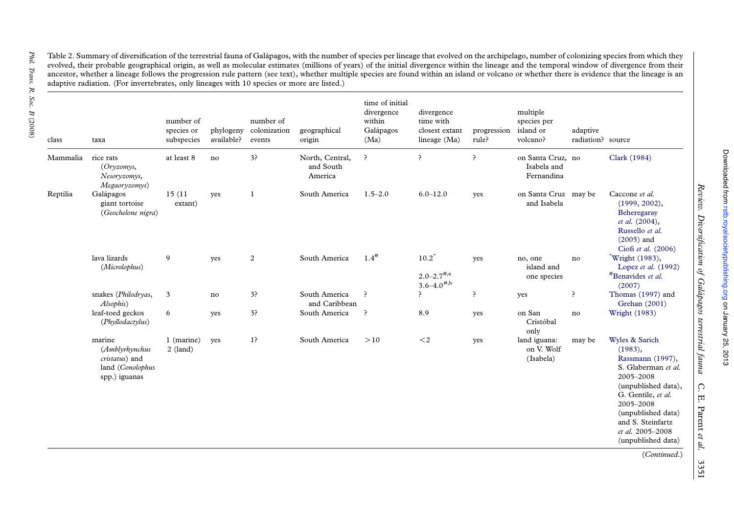Table 2. Summary of diversification of the terrestrial fauna of Galápagos, with the number of species per lineage that evolved on the archipelago, number of colonizing species from which they evolved, their probable geographical origin, as well as molecular estimates (millions of years) of the initial divergence within the lineage and the temporal window of divergence from their ancestor, whether a lineage follows the progression rule pattern (see text), whether multiple species are found within an island or volcano or whether there is evidence that the lineage is an adaptive radiation. (For invertebrates, only lineages with 10 species or more are listed.)

| class | taxa | number of species or subspecies | phylogeny available? | number of colonization events | geographical origin | time of initial divergence within Galápagos (Ma) | divergence time with closest extant lineage (Ma) | progression rule? | multiple species per island or volcano? | adaptive radiation? | source |
|---|---|---|---|---|---|---|---|---|---|---|---|
| Mammalia | rice rats (*Oryzomys*, *Nesoryzomys*, *Megaoryzomys*) | at least 8 | no | 3? | North, Central, and South America | ? | ? | ? | on Santa Cruz, Isabela and Fernandina | no | Clark (1984) |
| Reptilia | Galápagos giant tortoise (*Geochelone nigra*) | 15 (11 extant) | yes | 1 | South America | 1.5–2.0 | 6.0–12.0 | yes | on Santa Cruz and Isabela | may be | Caccone *et al.* (1999, 2002), Beheregaray *et al.* (2004), Russello *et al.* (2005) and Ciofi *et al.* (2006) |
| | lava lizards (*Microlophus*) | 9 | yes | 2 | South America | 1.4[#] | 10.2[*] 2.0–2.7[#,a] 3.6–4.0[#,b] | yes | no, one island and one species | no | [*]Wright (1983), Lopez *et al.* (1992) [#]Benavides *et al.* (2007) |
| | snakes (*Philodryas*, *Alsophis*) | 3 | no | 3? | South America and Caribbean | ? | ? | ? | yes | ? | Thomas (1997) and Grehan (2001) |
| | leaf-toed geckos (*Phyllodactylus*) | 6 | yes | 3? | South America | ? | 8.9 | yes | on San Cristóbal only | no | Wright (1983) |
| | marine (*Amblyrhynchus cristatus*) and land (*Conolophus* spp.) iguanas | 1 (marine) 2 (land) | yes | 1? | South America | >10 | <2 | yes | land iguana: on V. Wolf (Isabela) | may be | Wyles & Sarich (1983), Rassmann (1997), S. Glaberman *et al.* 2005–2008 (unpublished data), G. Gentile, *et al.* 2005–2008 (unpublished data) and S. Steinfartz *et al.* 2005–2008 (unpublished data) |

(*Continued*.)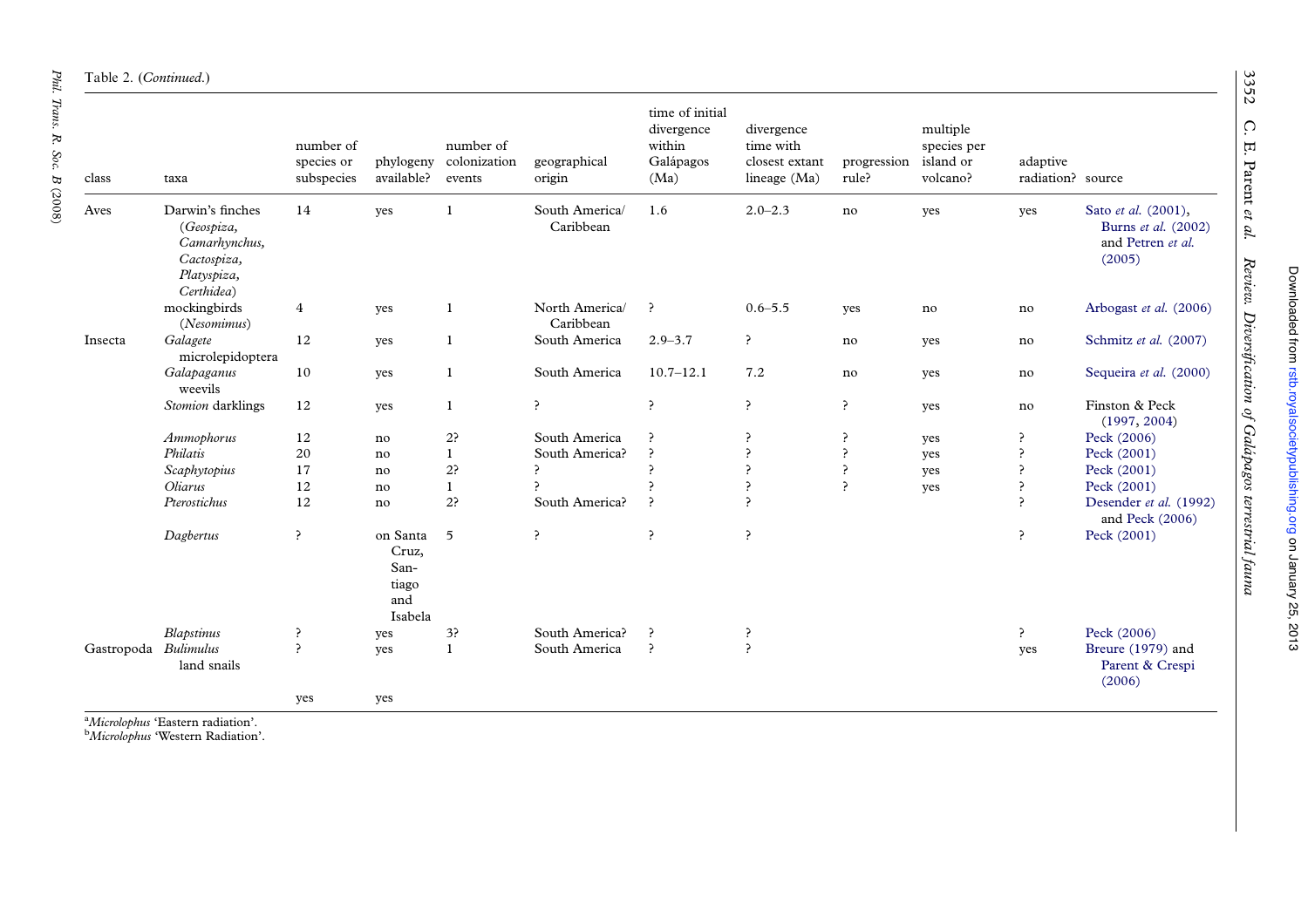Table 2. (*Continued*.)

| class | taxa | number of species or subspecies | phylogeny available? | number of colonization events | geographical origin | time of initial divergence within Galápagos (Ma) | divergence time with closest extant lineage (Ma) | progression rule? | multiple species per island or volcano? | adaptive radiation? | source |
|---|---|---|---|---|---|---|---|---|---|---|---|
| Aves | Darwin's finches (*Geospiza*, *Camarhynchus*, *Cactospiza*, *Platyspiza*, *Certhidea*) | 14 | yes | 1 | South America/ Caribbean | 1.6 | 2.0–2.3 | no | yes | yes | Sato *et al.* (2001), Burns *et al.* (2002) and Petren *et al.* (2005) |
| | mockingbirds (*Nesomimus*) | 4 | yes | 1 | North America/ Caribbean | ? | 0.6–5.5 | yes | no | no | Arbogast *et al.* (2006) |
| Insecta | *Galagete* microlepidoptera | 12 | yes | 1 | South America | 2.9–3.7 | ? | no | yes | no | Schmitz *et al.* (2007) |
| | *Galapaganus* weevils | 10 | yes | 1 | South America | 10.7–12.1 | 7.2 | no | yes | no | Sequeira *et al.* (2000) |
| | *Stomion* darklings | 12 | yes | 1 | ? | ? | ? | ? | yes | no | Finston & Peck (1997, 2004) |
| | *Ammophorus* | 12 | no | 2? | South America | ? | ? | ? | yes | ? | Peck (2006) |
| | *Philatis* | 20 | no | 1 | South America? | ? | ? | ? | yes | ? | Peck (2001) |
| | *Scaphytopius* | 17 | no | 2? | ? | ? | ? | ? | yes | ? | Peck (2001) |
| | *Oliarus* | 12 | no | 1 | ? | ? | ? | ? | yes | ? | Peck (2001) |
| | *Pterostichus* | 12 | no | 2? | South America? | ? | ? | | | ? | Desender *et al.* (1992) and Peck (2006) |
| | *Dagbertus* | ? | on Santa Cruz, San-tiago and Isabela | 5 | ? | ? | ? | | | ? | Peck (2001) |
| | *Blapstinus* | ? | yes | 3? | South America? | ? | ? | | | ? | Peck (2006) |
| Gastropoda | *Bulimulus* land snails | ? | yes | 1 | South America | ? | ? | | | yes | Breure (1979) and Parent & Crespi (2006) |
| | | yes | yes | | | | | | | | |

[a]*Microlophus* 'Eastern radiation'.
[b]*Microlophus* 'Western Radiation'.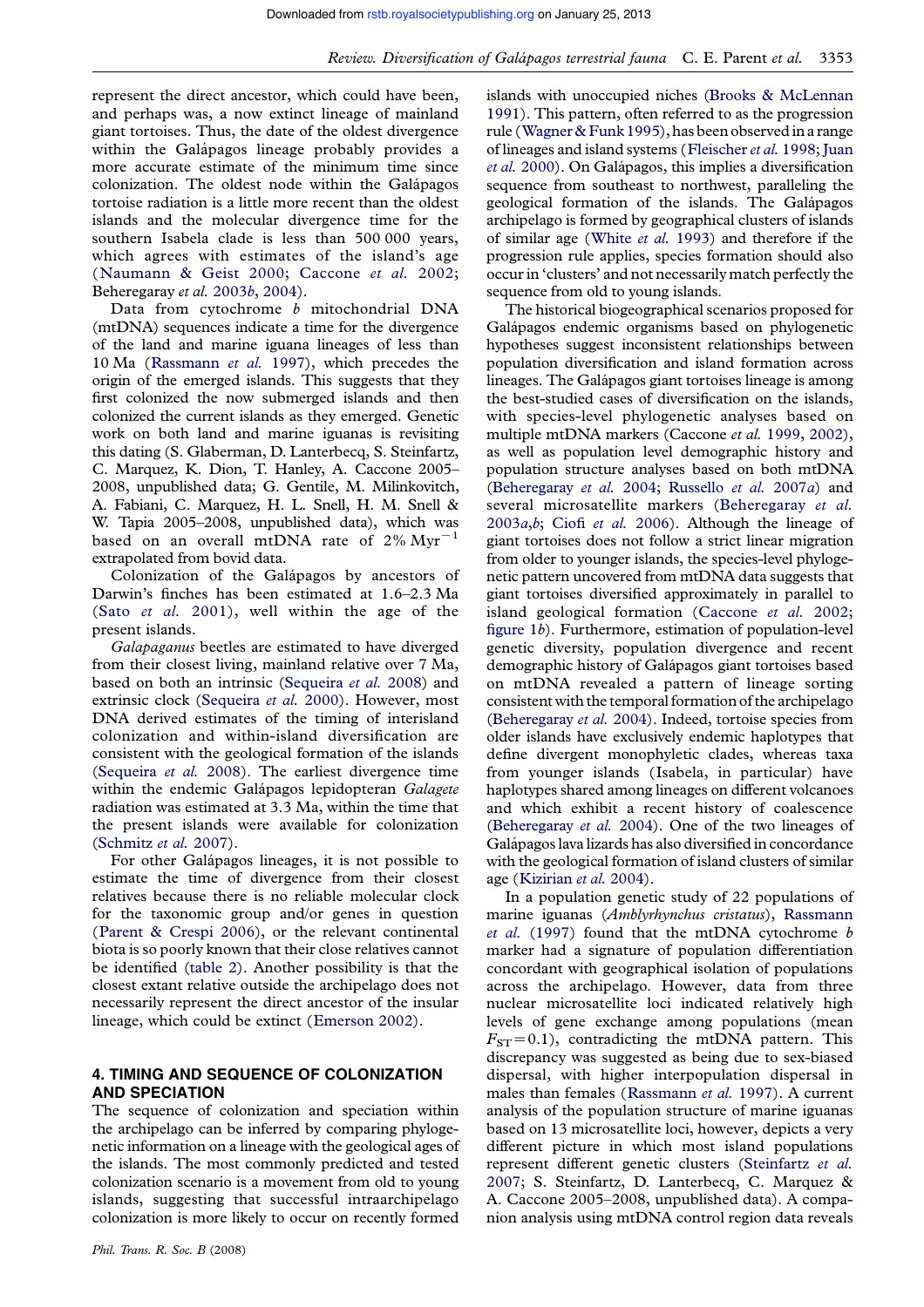represent the direct ancestor, which could have been, and perhaps was, a now extinct lineage of mainland giant tortoises. Thus, the date of the oldest divergence within the Galápagos lineage probably provides a more accurate estimate of the minimum time since colonization. The oldest node within the Galápagos tortoise radiation is a little more recent than the oldest islands and the molecular divergence time for the southern Isabela clade is less than 500 000 years, which agrees with estimates of the island's age (Naumann & Geist 2000; Caccone *et al.* 2002; Beheregaray *et al.* 2003*b*, 2004).

Data from cytochrome *b* mitochondrial DNA (mtDNA) sequences indicate a time for the divergence of the land and marine iguana lineages of less than 10 Ma (Rassmann *et al.* 1997), which precedes the origin of the emerged islands. This suggests that they first colonized the now submerged islands and then colonized the current islands as they emerged. Genetic work on both land and marine iguanas is revisiting this dating (S. Glaberman, D. Lanterbecq, S. Steinfartz, C. Marquez, K. Dion, T. Hanley, A. Caccone 2005–2008, unpublished data; G. Gentile, M. Milinkovitch, A. Fabiani, C. Marquez, H. L. Snell, H. M. Snell & W. Tapia 2005–2008, unpublished data), which was based on an overall mtDNA rate of 2% $\text{Myr}^{-1}$ extrapolated from bovid data.

Colonization of the Galápagos by ancestors of Darwin's finches has been estimated at 1.6–2.3 Ma (Sato *et al.* 2001), well within the age of the present islands.

*Galapaganus* beetles are estimated to have diverged from their closest living, mainland relative over 7 Ma, based on both an intrinsic (Sequeira *et al.* 2008) and extrinsic clock (Sequeira *et al.* 2000). However, most DNA derived estimates of the timing of interisland colonization and within-island diversification are consistent with the geological formation of the islands (Sequeira *et al.* 2008). The earliest divergence time within the endemic Galápagos lepidopteran *Galagete* radiation was estimated at 3.3 Ma, within the time that the present islands were available for colonization (Schmitz *et al.* 2007).

For other Galápagos lineages, it is not possible to estimate the time of divergence from their closest relatives because there is no reliable molecular clock for the taxonomic group and/or genes in question (Parent & Crespi 2006), or the relevant continental biota is so poorly known that their close relatives cannot be identified (table 2). Another possibility is that the closest extant relative outside the archipelago does not necessarily represent the direct ancestor of the insular lineage, which could be extinct (Emerson 2002).

## 4. TIMING AND SEQUENCE OF COLONIZATION AND SPECIATION

The sequence of colonization and speciation within the archipelago can be inferred by comparing phylogenetic information on a lineage with the geological ages of the islands. The most commonly predicted and tested colonization scenario is a movement from old to young islands, suggesting that successful intraarchipelago colonization is more likely to occur on recently formed islands with unoccupied niches (Brooks & McLennan 1991). This pattern, often referred to as the progression rule (Wagner & Funk 1995), has been observed in a range of lineages and island systems (Fleischer *et al.* 1998; Juan *et al.* 2000). On Galápagos, this implies a diversification sequence from southeast to northwest, paralleling the geological formation of the islands. The Galápagos archipelago is formed by geographical clusters of islands of similar age (White *et al.* 1993) and therefore if the progression rule applies, species formation should also occur in 'clusters' and not necessarily match perfectly the sequence from old to young islands.

The historical biogeographical scenarios proposed for Galápagos endemic organisms based on phylogenetic hypotheses suggest inconsistent relationships between population diversification and island formation across lineages. The Galápagos giant tortoises lineage is among the best-studied cases of diversification on the islands, with species-level phylogenetic analyses based on multiple mtDNA markers (Caccone *et al.* 1999, 2002), as well as population level demographic history and population structure analyses based on both mtDNA (Beheregaray *et al.* 2004; Russello *et al.* 2007*a*) and several microsatellite markers (Beheregaray *et al.* 2003*a*,*b*; Ciofi *et al.* 2006). Although the lineage of giant tortoises does not follow a strict linear migration from older to younger islands, the species-level phylogenetic pattern uncovered from mtDNA data suggests that giant tortoises diversified approximately in parallel to island geological formation (Caccone *et al.* 2002; figure 1*b*). Furthermore, estimation of population-level genetic diversity, population divergence and recent demographic history of Galápagos giant tortoises based on mtDNA revealed a pattern of lineage sorting consistent with the temporal formation of the archipelago (Beheregaray *et al.* 2004). Indeed, tortoise species from older islands have exclusively endemic haplotypes that define divergent monophyletic clades, whereas taxa from younger islands (Isabela, in particular) have haplotypes shared among lineages on different volcanoes and which exhibit a recent history of coalescence (Beheregaray *et al.* 2004). One of the two lineages of Galápagos lava lizards has also diversified in concordance with the geological formation of island clusters of similar age (Kizirian *et al.* 2004).

In a population genetic study of 22 populations of marine iguanas (*Amblyrhynchus cristatus*), Rassmann *et al.* (1997) found that the mtDNA cytochrome *b* marker had a signature of population differentiation concordant with geographical isolation of populations across the archipelago. However, data from three nuclear microsatellite loci indicated relatively high levels of gene exchange among populations (mean $F_{ST}=0.1$), contradicting the mtDNA pattern. This discrepancy was suggested as being due to sex-biased dispersal, with higher interpopulation dispersal in males than females (Rassmann *et al.* 1997). A current analysis of the population structure of marine iguanas based on 13 microsatellite loci, however, depicts a very different picture in which most island populations represent different genetic clusters (Steinfartz *et al.* 2007; S. Steinfartz, D. Lanterbecq, C. Marquez & A. Caccone 2005–2008, unpublished data). A companion analysis using mtDNA control region data reveals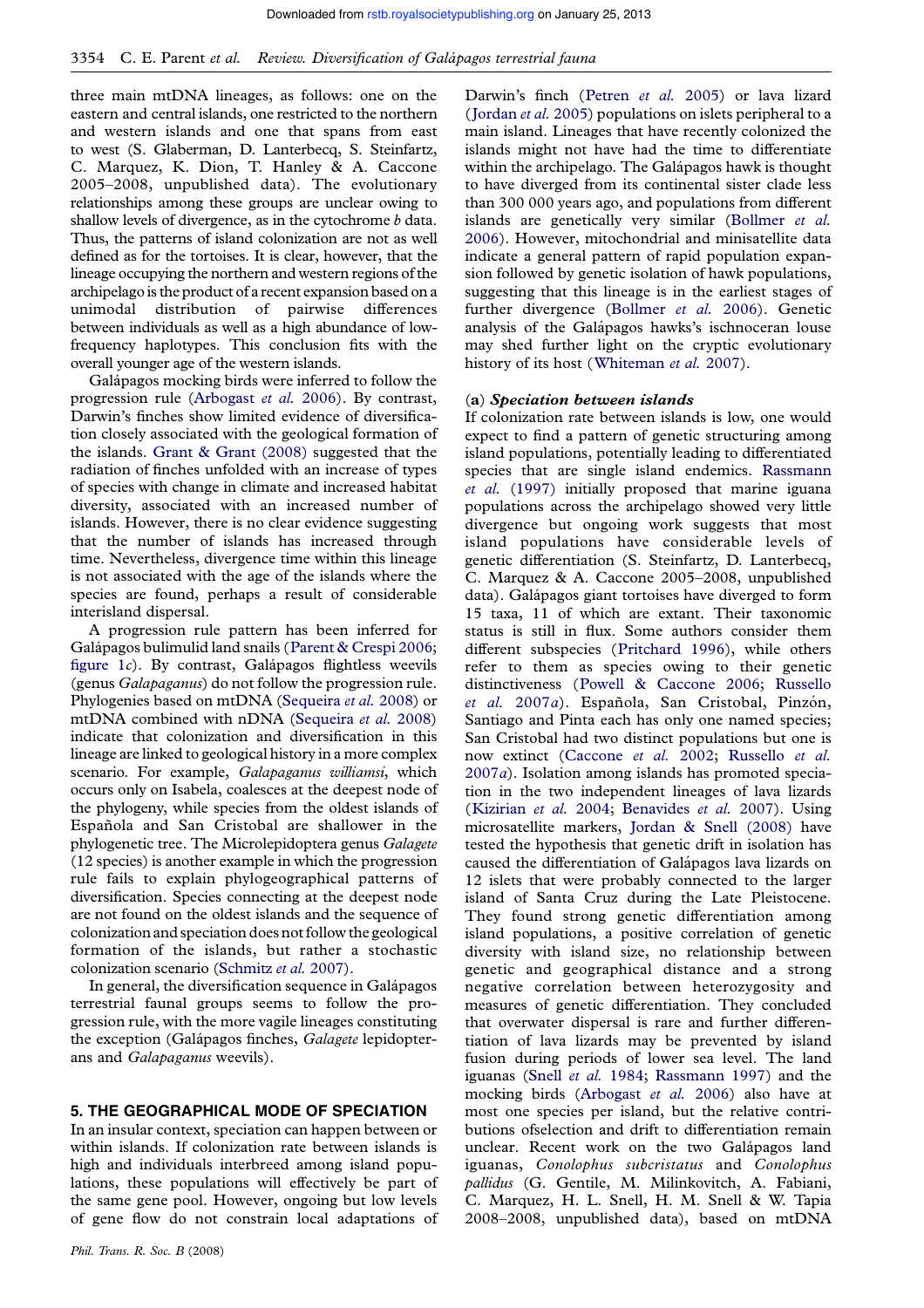three main mtDNA lineages, as follows: one on the eastern and central islands, one restricted to the northern and western islands and one that spans from east to west (S. Glaberman, D. Lanterbecq, S. Steinfartz, C. Marquez, K. Dion, T. Hanley & A. Caccone 2005–2008, unpublished data). The evolutionary relationships among these groups are unclear owing to shallow levels of divergence, as in the cytochrome *b* data. Thus, the patterns of island colonization are not as well defined as for the tortoises. It is clear, however, that the lineage occupying the northern and western regions of the archipelago is the product of a recent expansion based on a unimodal distribution of pairwise differences between individuals as well as a high abundance of low-frequency haplotypes. This conclusion fits with the overall younger age of the western islands.

Galápagos mocking birds were inferred to follow the progression rule (Arbogast *et al.* 2006). By contrast, Darwin's finches show limited evidence of diversification closely associated with the geological formation of the islands. Grant & Grant (2008) suggested that the radiation of finches unfolded with an increase of types of species with change in climate and increased habitat diversity, associated with an increased number of islands. However, there is no clear evidence suggesting that the number of islands has increased through time. Nevertheless, divergence time within this lineage is not associated with the age of the islands where the species are found, perhaps a result of considerable interisland dispersal.

A progression rule pattern has been inferred for Galápagos bulimulid land snails (Parent & Crespi 2006; figure 1*c*). By contrast, Galápagos flightless weevils (genus *Galapaganus*) do not follow the progression rule. Phylogenies based on mtDNA (Sequeira *et al.* 2008) or mtDNA combined with nDNA (Sequeira *et al.* 2008) indicate that colonization and diversification in this lineage are linked to geological history in a more complex scenario. For example, *Galapaganus williamsi*, which occurs only on Isabela, coalesces at the deepest node of the phylogeny, while species from the oldest islands of Española and San Cristobal are shallower in the phylogenetic tree. The Microlepidoptera genus *Galagete* (12 species) is another example in which the progression rule fails to explain phylogeographical patterns of diversification. Species connecting at the deepest node are not found on the oldest islands and the sequence of colonization and speciation does not follow the geological formation of the islands, but rather a stochastic colonization scenario (Schmitz *et al.* 2007).

In general, the diversification sequence in Galápagos terrestrial faunal groups seems to follow the progression rule, with the more vagile lineages constituting the exception (Galápagos finches, *Galagete* lepidopterans and *Galapaganus* weevils).

## 5. THE GEOGRAPHICAL MODE OF SPECIATION

In an insular context, speciation can happen between or within islands. If colonization rate between islands is high and individuals interbreed among island populations, these populations will effectively be part of the same gene pool. However, ongoing but low levels of gene flow do not constrain local adaptations of Darwin's finch (Petren *et al.* 2005) or lava lizard (Jordan *et al.* 2005) populations on islets peripheral to a main island. Lineages that have recently colonized the islands might not have had the time to differentiate within the archipelago. The Galápagos hawk is thought to have diverged from its continental sister clade less than 300 000 years ago, and populations from different islands are genetically very similar (Bollmer *et al.* 2006). However, mitochondrial and minisatellite data indicate a general pattern of rapid population expansion followed by genetic isolation of hawk populations, suggesting that this lineage is in the earliest stages of further divergence (Bollmer *et al.* 2006). Genetic analysis of the Galápagos hawks's ischnoceran louse may shed further light on the cryptic evolutionary history of its host (Whiteman *et al.* 2007).

### (a) *Speciation between islands*

If colonization rate between islands is low, one would expect to find a pattern of genetic structuring among island populations, potentially leading to differentiated species that are single island endemics. Rassmann *et al.* (1997) initially proposed that marine iguana populations across the archipelago showed very little divergence but ongoing work suggests that most island populations have considerable levels of genetic differentiation (S. Steinfartz, D. Lanterbecq, C. Marquez & A. Caccone 2005–2008, unpublished data). Galápagos giant tortoises have diverged to form 15 taxa, 11 of which are extant. Their taxonomic status is still in flux. Some authors consider them different subspecies (Pritchard 1996), while others refer to them as species owing to their genetic distinctiveness (Powell & Caccone 2006; Russello *et al.* 2007*a*). Española, San Cristobal, Pinzón, Santiago and Pinta each has only one named species; San Cristobal had two distinct populations but one is now extinct (Caccone *et al.* 2002; Russello *et al.* 2007*a*). Isolation among islands has promoted speciation in the two independent lineages of lava lizards (Kizirian *et al.* 2004; Benavides *et al.* 2007). Using microsatellite markers, Jordan & Snell (2008) have tested the hypothesis that genetic drift in isolation has caused the differentiation of Galápagos lava lizards on 12 islets that were probably connected to the larger island of Santa Cruz during the Late Pleistocene. They found strong genetic differentiation among island populations, a positive correlation of genetic diversity with island size, no relationship between genetic and geographical distance and a strong negative correlation between heterozygosity and measures of genetic differentiation. They concluded that overwater dispersal is rare and further differentiation of lava lizards may be prevented by island fusion during periods of lower sea level. The land iguanas (Snell *et al.* 1984; Rassmann 1997) and the mocking birds (Arbogast *et al.* 2006) also have at most one species per island, but the relative contributions ofselection and drift to differentiation remain unclear. Recent work on the two Galápagos land iguanas, *Conolophus subcristatus* and *Conolophus pallidus* (G. Gentile, M. Milinkovitch, A. Fabiani, C. Marquez, H. L. Snell, H. M. Snell & W. Tapia 2008–2008, unpublished data), based on mtDNA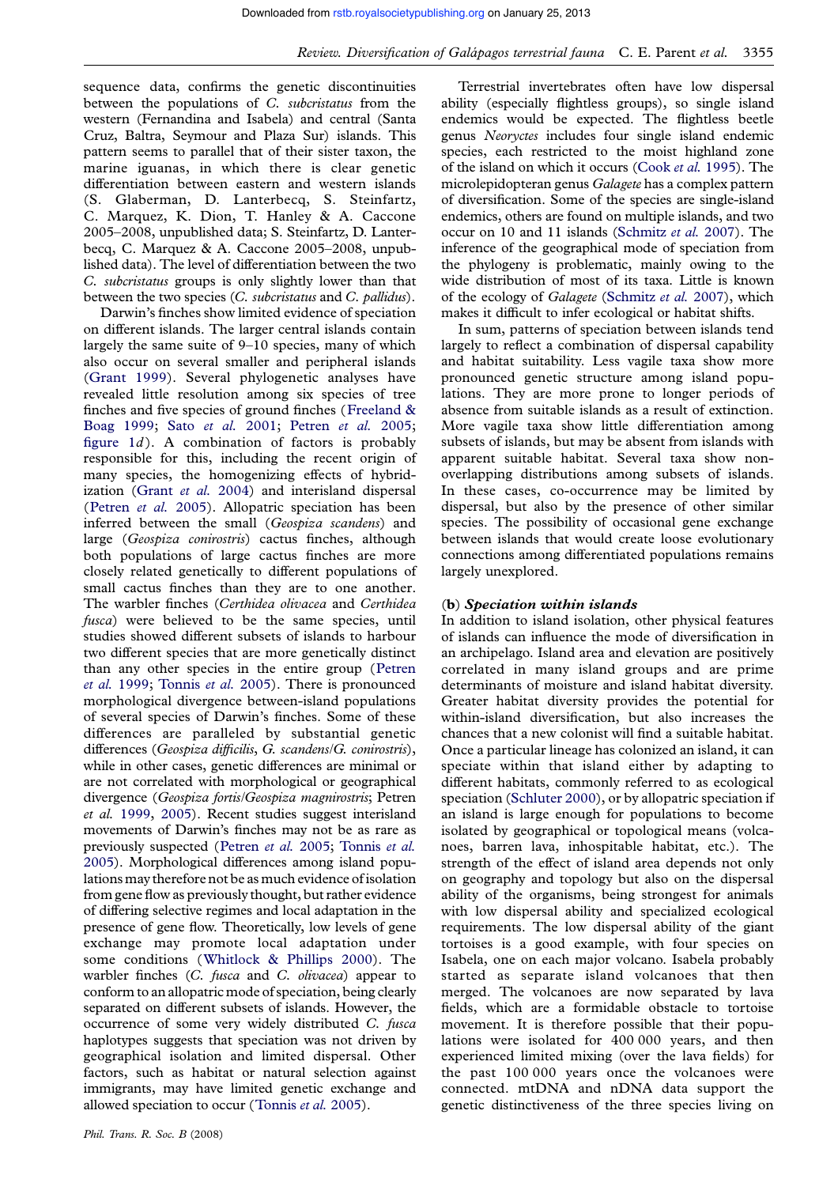sequence data, confirms the genetic discontinuities between the populations of *C. subcristatus* from the western (Fernandina and Isabela) and central (Santa Cruz, Baltra, Seymour and Plaza Sur) islands. This pattern seems to parallel that of their sister taxon, the marine iguanas, in which there is clear genetic differentiation between eastern and western islands (S. Glaberman, D. Lanterbecq, S. Steinfartz, C. Marquez, K. Dion, T. Hanley & A. Caccone 2005–2008, unpublished data; S. Steinfartz, D. Lanterbecq, C. Marquez & A. Caccone 2005–2008, unpublished data). The level of differentiation between the two *C. subcristatus* groups is only slightly lower than that between the two species (*C. subcristatus* and *C. pallidus*).

Darwin's finches show limited evidence of speciation on different islands. The larger central islands contain largely the same suite of 9–10 species, many of which also occur on several smaller and peripheral islands (Grant 1999). Several phylogenetic analyses have revealed little resolution among six species of tree finches and five species of ground finches (Freeland & Boag 1999; Sato *et al.* 2001; Petren *et al.* 2005; figure 1*d*). A combination of factors is probably responsible for this, including the recent origin of many species, the homogenizing effects of hybridization (Grant *et al.* 2004) and interisland dispersal (Petren *et al.* 2005). Allopatric speciation has been inferred between the small (*Geospiza scandens*) and large (*Geospiza conirostris*) cactus finches, although both populations of large cactus finches are more closely related genetically to different populations of small cactus finches than they are to one another. The warbler finches (*Certhidea olivacea* and *Certhidea fusca*) were believed to be the same species, until studies showed different subsets of islands to harbour two different species that are more genetically distinct than any other species in the entire group (Petren *et al.* 1999; Tonnis *et al.* 2005). There is pronounced morphological divergence between-island populations of several species of Darwin's finches. Some of these differences are paralleled by substantial genetic differences (*Geospiza difficilis*, *G. scandens*/*G. conirostris*), while in other cases, genetic differences are minimal or are not correlated with morphological or geographical divergence (*Geospiza fortis*/*Geospiza magnirostris*; Petren *et al.* 1999, 2005). Recent studies suggest interisland movements of Darwin's finches may not be as rare as previously suspected (Petren *et al.* 2005; Tonnis *et al.* 2005). Morphological differences among island populations may therefore not be as much evidence of isolation from gene flow as previously thought, but rather evidence of differing selective regimes and local adaptation in the presence of gene flow. Theoretically, low levels of gene exchange may promote local adaptation under some conditions (Whitlock & Phillips 2000). The warbler finches (*C. fusca* and *C. olivacea*) appear to conform to an allopatric mode of speciation, being clearly separated on different subsets of islands. However, the occurrence of some very widely distributed *C. fusca* haplotypes suggests that speciation was not driven by geographical isolation and limited dispersal. Other factors, such as habitat or natural selection against immigrants, may have limited genetic exchange and allowed speciation to occur (Tonnis *et al.* 2005).

Terrestrial invertebrates often have low dispersal ability (especially flightless groups), so single island endemics would be expected. The flightless beetle genus *Neoryctes* includes four single island endemic species, each restricted to the moist highland zone of the island on which it occurs (Cook *et al.* 1995). The microlepidopteran genus *Galagete* has a complex pattern of diversification. Some of the species are single-island endemics, others are found on multiple islands, and two occur on 10 and 11 islands (Schmitz *et al.* 2007). The inference of the geographical mode of speciation from the phylogeny is problematic, mainly owing to the wide distribution of most of its taxa. Little is known of the ecology of *Galagete* (Schmitz *et al.* 2007), which makes it difficult to infer ecological or habitat shifts.

In sum, patterns of speciation between islands tend largely to reflect a combination of dispersal capability and habitat suitability. Less vagile taxa show more pronounced genetic structure among island populations. They are more prone to longer periods of absence from suitable islands as a result of extinction. More vagile taxa show little differentiation among subsets of islands, but may be absent from islands with apparent suitable habitat. Several taxa show non-overlapping distributions among subsets of islands. In these cases, co-occurrence may be limited by dispersal, but also by the presence of other similar species. The possibility of occasional gene exchange between islands that would create loose evolutionary connections among differentiated populations remains largely unexplored.

### (b) *Speciation within islands*

In addition to island isolation, other physical features of islands can influence the mode of diversification in an archipelago. Island area and elevation are positively correlated in many island groups and are prime determinants of moisture and island habitat diversity. Greater habitat diversity provides the potential for within-island diversification, but also increases the chances that a new colonist will find a suitable habitat. Once a particular lineage has colonized an island, it can speciate within that island either by adapting to different habitats, commonly referred to as ecological speciation (Schluter 2000), or by allopatric speciation if an island is large enough for populations to become isolated by geographical or topological means (volcanoes, barren lava, inhospitable habitat, etc.). The strength of the effect of island area depends not only on geography and topology but also on the dispersal ability of the organisms, being strongest for animals with low dispersal ability and specialized ecological requirements. The low dispersal ability of the giant tortoises is a good example, with four species on Isabela, one on each major volcano. Isabela probably started as separate island volcanoes that then merged. The volcanoes are now separated by lava fields, which are a formidable obstacle to tortoise movement. It is therefore possible that their populations were isolated for 400 000 years, and then experienced limited mixing (over the lava fields) for the past 100 000 years once the volcanoes were connected. mtDNA and nDNA data support the genetic distinctiveness of the three species living on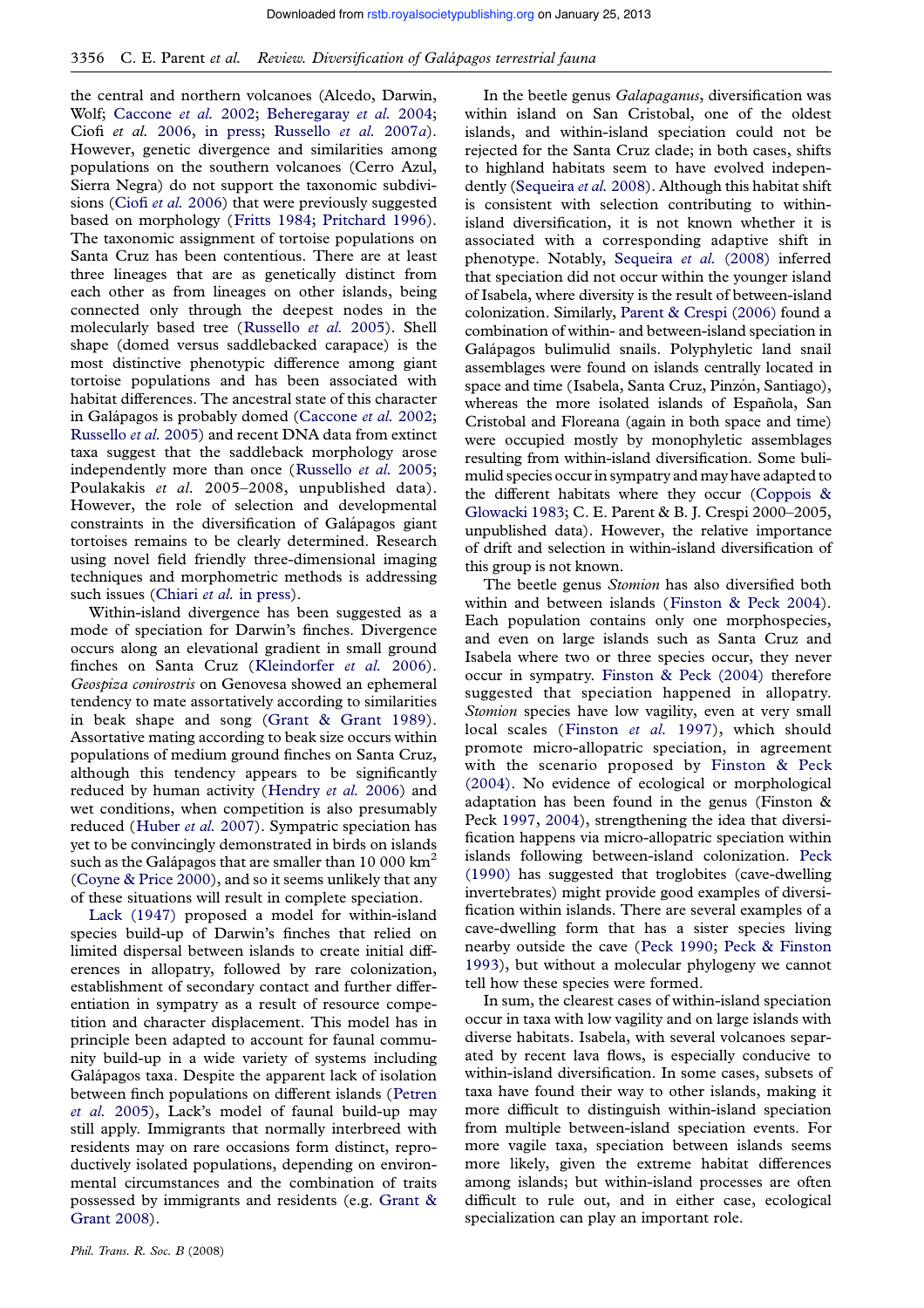the central and northern volcanoes (Alcedo, Darwin, Wolf; Caccone *et al.* 2002; Beheregaray *et al.* 2004; Ciofi *et al.* 2006, in press; Russello *et al.* 2007*a*). However, genetic divergence and similarities among populations on the southern volcanoes (Cerro Azul, Sierra Negra) do not support the taxonomic subdivisions (Ciofi *et al.* 2006) that were previously suggested based on morphology (Fritts 1984; Pritchard 1996). The taxonomic assignment of tortoise populations on Santa Cruz has been contentious. There are at least three lineages that are as genetically distinct from each other as from lineages on other islands, being connected only through the deepest nodes in the molecularly based tree (Russello *et al.* 2005). Shell shape (domed versus saddlebacked carapace) is the most distinctive phenotypic difference among giant tortoise populations and has been associated with habitat differences. The ancestral state of this character in Galápagos is probably domed (Caccone *et al.* 2002; Russello *et al.* 2005) and recent DNA data from extinct taxa suggest that the saddleback morphology arose independently more than once (Russello *et al.* 2005; Poulakakis *et al.* 2005–2008, unpublished data). However, the role of selection and developmental constraints in the diversification of Galápagos giant tortoises remains to be clearly determined. Research using novel field friendly three-dimensional imaging techniques and morphometric methods is addressing such issues (Chiari *et al.* in press).

Within-island divergence has been suggested as a mode of speciation for Darwin's finches. Divergence occurs along an elevational gradient in small ground finches on Santa Cruz (Kleindorfer *et al.* 2006). *Geospiza conirostris* on Genovesa showed an ephemeral tendency to mate assortatively according to similarities in beak shape and song (Grant & Grant 1989). Assortative mating according to beak size occurs within populations of medium ground finches on Santa Cruz, although this tendency appears to be significantly reduced by human activity (Hendry *et al.* 2006) and wet conditions, when competition is also presumably reduced (Huber *et al.* 2007). Sympatric speciation has yet to be convincingly demonstrated in birds on islands such as the Galápagos that are smaller than 10 000 km$^2$ (Coyne & Price 2000), and so it seems unlikely that any of these situations will result in complete speciation.

Lack (1947) proposed a model for within-island species build-up of Darwin's finches that relied on limited dispersal between islands to create initial differences in allopatry, followed by rare colonization, establishment of secondary contact and further differentiation in sympatry as a result of resource competition and character displacement. This model has in principle been adapted to account for faunal community build-up in a wide variety of systems including Galápagos taxa. Despite the apparent lack of isolation between finch populations on different islands (Petren *et al.* 2005), Lack's model of faunal build-up may still apply. Immigrants that normally interbreed with residents may on rare occasions form distinct, reproductively isolated populations, depending on environmental circumstances and the combination of traits possessed by immigrants and residents (e.g. Grant & Grant 2008).

In the beetle genus *Galapaganus*, diversification was within island on San Cristobal, one of the oldest islands, and within-island speciation could not be rejected for the Santa Cruz clade; in both cases, shifts to highland habitats seem to have evolved independently (Sequeira *et al.* 2008). Although this habitat shift is consistent with selection contributing to within-island diversification, it is not known whether it is associated with a corresponding adaptive shift in phenotype. Notably, Sequeira *et al.* (2008) inferred that speciation did not occur within the younger island of Isabela, where diversity is the result of between-island colonization. Similarly, Parent & Crespi (2006) found a combination of within- and between-island speciation in Galápagos bulimulid snails. Polyphyletic land snail assemblages were found on islands centrally located in space and time (Isabela, Santa Cruz, Pinzón, Santiago), whereas the more isolated islands of Española, San Cristobal and Floreana (again in both space and time) were occupied mostly by monophyletic assemblages resulting from within-island diversification. Some bulimulid species occur in sympatry and may have adapted to the different habitats where they occur (Coppois & Glowacki 1983; C. E. Parent & B. J. Crespi 2000–2005, unpublished data). However, the relative importance of drift and selection in within-island diversification of this group is not known.

The beetle genus *Stomion* has also diversified both within and between islands (Finston & Peck 2004). Each population contains only one morphospecies, and even on large islands such as Santa Cruz and Isabela where two or three species occur, they never occur in sympatry. Finston & Peck (2004) therefore suggested that speciation happened in allopatry. *Stomion* species have low vagility, even at very small local scales (Finston *et al.* 1997), which should promote micro-allopatric speciation, in agreement with the scenario proposed by Finston & Peck (2004). No evidence of ecological or morphological adaptation has been found in the genus (Finston & Peck 1997, 2004), strengthening the idea that diversification happens via micro-allopatric speciation within islands following between-island colonization. Peck (1990) has suggested that troglobites (cave-dwelling invertebrates) might provide good examples of diversification within islands. There are several examples of a cave-dwelling form that has a sister species living nearby outside the cave (Peck 1990; Peck & Finston 1993), but without a molecular phylogeny we cannot tell how these species were formed.

In sum, the clearest cases of within-island speciation occur in taxa with low vagility and on large islands with diverse habitats. Isabela, with several volcanoes separated by recent lava flows, is especially conducive to within-island diversification. In some cases, subsets of taxa have found their way to other islands, making it more difficult to distinguish within-island speciation from multiple between-island speciation events. For more vagile taxa, speciation between islands seems more likely, given the extreme habitat differences among islands; but within-island processes are often difficult to rule out, and in either case, ecological specialization can play an important role.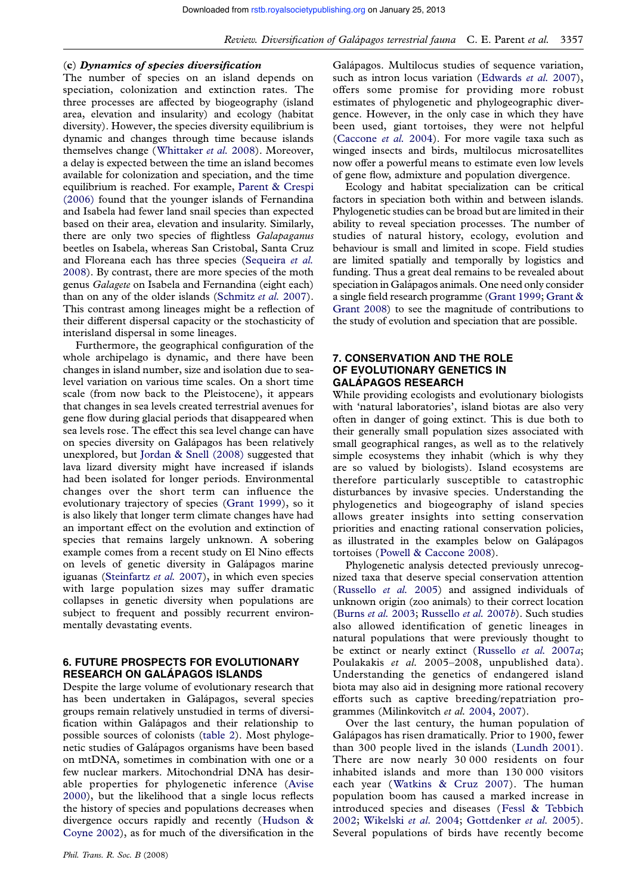### (c) *Dynamics of species diversification*

The number of species on an island depends on speciation, colonization and extinction rates. The three processes are affected by biogeography (island area, elevation and insularity) and ecology (habitat diversity). However, the species diversity equilibrium is dynamic and changes through time because islands themselves change (Whittaker *et al.* 2008). Moreover, a delay is expected between the time an island becomes available for colonization and speciation, and the time equilibrium is reached. For example, Parent & Crespi (2006) found that the younger islands of Fernandina and Isabela had fewer land snail species than expected based on their area, elevation and insularity. Similarly, there are only two species of flightless *Galapaganus* beetles on Isabela, whereas San Cristobal, Santa Cruz and Floreana each has three species (Sequeira *et al.* 2008). By contrast, there are more species of the moth genus *Galagete* on Isabela and Fernandina (eight each) than on any of the older islands (Schmitz *et al.* 2007). This contrast among lineages might be a reflection of their different dispersal capacity or the stochasticity of interisland dispersal in some lineages.

Furthermore, the geographical configuration of the whole archipelago is dynamic, and there have been changes in island number, size and isolation due to sea-level variation on various time scales. On a short time scale (from now back to the Pleistocene), it appears that changes in sea levels created terrestrial avenues for gene flow during glacial periods that disappeared when sea levels rose. The effect this sea level change can have on species diversity on Galápagos has been relatively unexplored, but Jordan & Snell (2008) suggested that lava lizard diversity might have increased if islands had been isolated for longer periods. Environmental changes over the short term can influence the evolutionary trajectory of species (Grant 1999), so it is also likely that longer term climate changes have had an important effect on the evolution and extinction of species that remains largely unknown. A sobering example comes from a recent study on El Nino effects on levels of genetic diversity in Galápagos marine iguanas (Steinfartz *et al.* 2007), in which even species with large population sizes may suffer dramatic collapses in genetic diversity when populations are subject to frequent and possibly recurrent environmentally devastating events.

## 6. FUTURE PROSPECTS FOR EVOLUTIONARY RESEARCH ON GALÁPAGOS ISLANDS

Despite the large volume of evolutionary research that has been undertaken in Galápagos, several species groups remain relatively unstudied in terms of diversification within Galápagos and their relationship to possible sources of colonists (table 2). Most phylogenetic studies of Galápagos organisms have been based on mtDNA, sometimes in combination with one or a few nuclear markers. Mitochondrial DNA has desirable properties for phylogenetic inference (Avise 2000), but the likelihood that a single locus reflects the history of species and populations decreases when divergence occurs rapidly and recently (Hudson & Coyne 2002), as for much of the diversification in the Galápagos. Multilocus studies of sequence variation, such as intron locus variation (Edwards *et al.* 2007), offers some promise for providing more robust estimates of phylogenetic and phylogeographic divergence. However, in the only case in which they have been used, giant tortoises, they were not helpful (Caccone *et al.* 2004). For more vagile taxa such as winged insects and birds, multilocus microsatellites now offer a powerful means to estimate even low levels of gene flow, admixture and population divergence.

Ecology and habitat specialization can be critical factors in speciation both within and between islands. Phylogenetic studies can be broad but are limited in their ability to reveal speciation processes. The number of studies of natural history, ecology, evolution and behaviour is small and limited in scope. Field studies are limited spatially and temporally by logistics and funding. Thus a great deal remains to be revealed about speciation in Galápagos animals. One need only consider a single field research programme (Grant 1999; Grant & Grant 2008) to see the magnitude of contributions to the study of evolution and speciation that are possible.

## 7. CONSERVATION AND THE ROLE OF EVOLUTIONARY GENETICS IN GALÁPAGOS RESEARCH

While providing ecologists and evolutionary biologists with 'natural laboratories', island biotas are also very often in danger of going extinct. This is due both to their generally small population sizes associated with small geographical ranges, as well as to the relatively simple ecosystems they inhabit (which is why they are so valued by biologists). Island ecosystems are therefore particularly susceptible to catastrophic disturbances by invasive species. Understanding the phylogenetics and biogeography of island species allows greater insights into setting conservation priorities and enacting rational conservation policies, as illustrated in the examples below on Galápagos tortoises (Powell & Caccone 2008).

Phylogenetic analysis detected previously unrecognized taxa that deserve special conservation attention (Russello *et al.* 2005) and assigned individuals of unknown origin (zoo animals) to their correct location (Burns *et al.* 2003; Russello *et al.* 2007*b*). Such studies also allowed identification of genetic lineages in natural populations that were previously thought to be extinct or nearly extinct (Russello *et al.* 2007*a*; Poulakakis *et al.* 2005–2008, unpublished data). Understanding the genetics of endangered island biota may also aid in designing more rational recovery efforts such as captive breeding/repatriation programmes (Milinkovitch *et al.* 2004, 2007).

Over the last century, the human population of Galápagos has risen dramatically. Prior to 1900, fewer than 300 people lived in the islands (Lundh 2001). There are now nearly 30 000 residents on four inhabited islands and more than 130 000 visitors each year (Watkins & Cruz 2007). The human population boom has caused a marked increase in introduced species and diseases (Fessl & Tebbich 2002; Wikelski *et al.* 2004; Gottdenker *et al.* 2005). Several populations of birds have recently become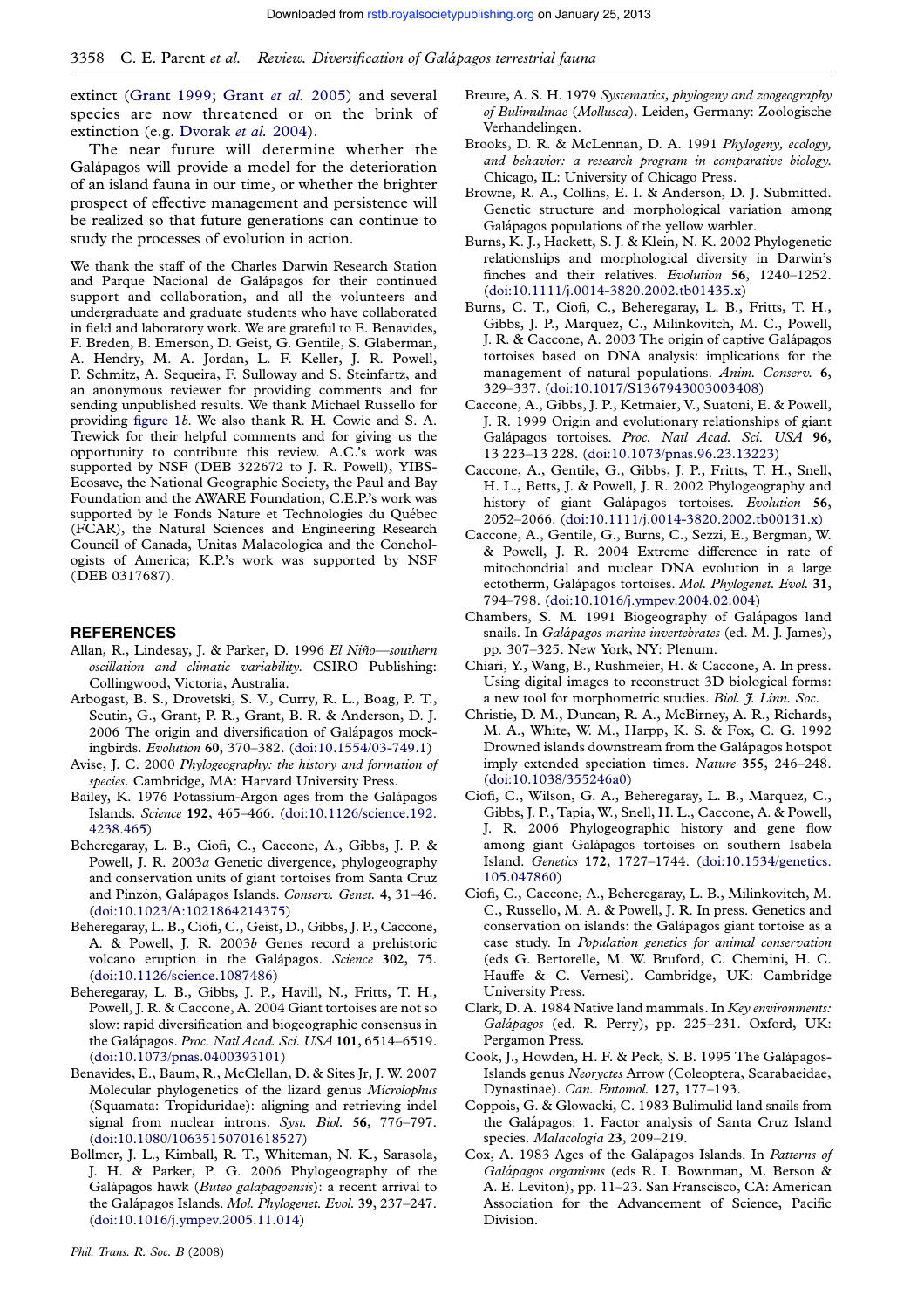extinct (Grant 1999; Grant *et al.* 2005) and several species are now threatened or on the brink of extinction (e.g. Dvorak *et al.* 2004).

The near future will determine whether the Galápagos will provide a model for the deterioration of an island fauna in our time, or whether the brighter prospect of effective management and persistence will be realized so that future generations can continue to study the processes of evolution in action.

We thank the staff of the Charles Darwin Research Station and Parque Nacional de Galápagos for their continued support and collaboration, and all the volunteers and undergraduate and graduate students who have collaborated in field and laboratory work. We are grateful to E. Benavides, F. Breden, B. Emerson, D. Geist, G. Gentile, S. Glaberman, A. Hendry, M. A. Jordan, L. F. Keller, J. R. Powell, P. Schmitz, A. Sequeira, F. Sulloway and S. Steinfartz, and an anonymous reviewer for providing comments and for sending unpublished results. We thank Michael Russello for providing figure 1*b*. We also thank R. H. Cowie and S. A. Trewick for their helpful comments and for giving us the opportunity to contribute this review. A.C.'s work was supported by NSF (DEB 322672 to J. R. Powell), YIBS-Ecosave, the National Geographic Society, the Paul and Bay Foundation and the AWARE Foundation; C.E.P.'s work was supported by le Fonds Nature et Technologies du Québec (FCAR), the Natural Sciences and Engineering Research Council of Canada, Unitas Malacologica and the Conchologists of America; K.P.'s work was supported by NSF (DEB 0317687).

## REFERENCES

Allan, R., Lindesay, J. & Parker, D. 1996 *El Niño—southern oscillation and climatic variability*. CSIRO Publishing: Collingwood, Victoria, Australia.

Arbogast, B. S., Drovetski, S. V., Curry, R. L., Boag, P. T., Seutin, G., Grant, P. R., Grant, B. R. & Anderson, D. J. 2006 The origin and diversification of Galápagos mockingbirds. *Evolution* **60**, 370–382. (doi:10.1554/03-749.1)

Avise, J. C. 2000 *Phylogeography: the history and formation of species*. Cambridge, MA: Harvard University Press.

Bailey, K. 1976 Potassium-Argon ages from the Galápagos Islands. *Science* **192**, 465–466. (doi:10.1126/science.192.4238.465)

Beheregaray, L. B., Ciofi, C., Caccone, A., Gibbs, J. P. & Powell, J. R. 2003*a* Genetic divergence, phylogeography and conservation units of giant tortoises from Santa Cruz and Pinzón, Galápagos Islands. *Conserv. Genet.* **4**, 31–46. (doi:10.1023/A:1021864214375)

Beheregaray, L. B., Ciofi, C., Geist, D., Gibbs, J. P., Caccone, A. & Powell, J. R. 2003*b* Genes record a prehistoric volcano eruption in the Galápagos. *Science* **302**, 75. (doi:10.1126/science.1087486)

Beheregaray, L. B., Gibbs, J. P., Havill, N., Fritts, T. H., Powell, J. R. & Caccone, A. 2004 Giant tortoises are not so slow: rapid diversification and biogeographic consensus in the Galápagos. *Proc. Natl Acad. Sci. USA* **101**, 6514–6519. (doi:10.1073/pnas.0400393101)

Benavides, E., Baum, R., McClellan, D. & Sites Jr, J. W. 2007 Molecular phylogenetics of the lizard genus *Microlophus* (Squamata: Tropiduridae): aligning and retrieving indel signal from nuclear introns. *Syst. Biol.* **56**, 776–797. (doi:10.1080/10635150701618527)

Bollmer, J. L., Kimball, R. T., Whiteman, N. K., Sarasola, J. H. & Parker, P. G. 2006 Phylogeography of the Galápagos hawk (*Buteo galapagoensis*): a recent arrival to the Galápagos Islands. *Mol. Phylogenet. Evol.* **39**, 237–247. (doi:10.1016/j.ympev.2005.11.014)

Breure, A. S. H. 1979 *Systematics, phylogeny and zoogeography of Bulimulinae (Mollusca)*. Leiden, Germany: Zoologische Verhandelingen.

Brooks, D. R. & McLennan, D. A. 1991 *Phylogeny, ecology, and behavior: a research program in comparative biology*. Chicago, IL: University of Chicago Press.

Browne, R. A., Collins, E. I. & Anderson, D. J. Submitted. Genetic structure and morphological variation among Galápagos populations of the yellow warbler.

Burns, K. J., Hackett, S. J. & Klein, N. K. 2002 Phylogenetic relationships and morphological diversity in Darwin's finches and their relatives. *Evolution* **56**, 1240–1252. (doi:10.1111/j.0014-3820.2002.tb01435.x)

Burns, C. T., Ciofi, C., Beheregaray, L. B., Fritts, T. H., Gibbs, J. P., Marquez, C., Milinkovitch, M. C., Powell, J. R. & Caccone, A. 2003 The origin of captive Galápagos tortoises based on DNA analysis: implications for the management of natural populations. *Anim. Conserv.* **6**, 329–337. (doi:10.1017/S1367943003003408)

Caccone, A., Gibbs, J. P., Ketmaier, V., Suatoni, E. & Powell, J. R. 1999 Origin and evolutionary relationships of giant Galápagos tortoises. *Proc. Natl Acad. Sci. USA* **96**, 13 223–13 228. (doi:10.1073/pnas.96.23.13223)

Caccone, A., Gentile, G., Gibbs, J. P., Fritts, T. H., Snell, H. L., Betts, J. & Powell, J. R. 2002 Phylogeography and history of giant Galápagos tortoises. *Evolution* **56**, 2052–2066. (doi:10.1111/j.0014-3820.2002.tb00131.x)

Caccone, A., Gentile, G., Burns, C., Sezzi, E., Bergman, W. & Powell, J. R. 2004 Extreme difference in rate of mitochondrial and nuclear DNA evolution in a large ectotherm, Galápagos tortoises. *Mol. Phylogenet. Evol.* **31**, 794–798. (doi:10.1016/j.ympev.2004.02.004)

Chambers, S. M. 1991 Biogeography of Galápagos land snails. In *Galápagos marine invertebrates* (ed. M. J. James), pp. 307–325. New York, NY: Plenum.

Chiari, Y., Wang, B., Rushmeier, H. & Caccone, A. In press. Using digital images to reconstruct 3D biological forms: a new tool for morphometric studies. *Biol. J. Linn. Soc.*

Christie, D. M., Duncan, R. A., McBirney, A. R., Richards, M. A., White, W. M., Harpp, K. S. & Fox, C. G. 1992 Drowned islands downstream from the Galápagos hotspot imply extended speciation times. *Nature* **355**, 246–248. (doi:10.1038/355246a0)

Ciofi, C., Wilson, G. A., Beheregaray, L. B., Marquez, C., Gibbs, J. P., Tapia, W., Snell, H. L., Caccone, A. & Powell, J. R. 2006 Phylogeographic history and gene flow among giant Galápagos tortoises on southern Isabela Island. *Genetics* **172**, 1727–1744. (doi:10.1534/genetics.105.047860)

Ciofi, C., Caccone, A., Beheregaray, L. B., Milinkovitch, M. C., Russello, M. A. & Powell, J. R. In press. Genetics and conservation on islands: the Galápagos giant tortoise as a case study. In *Population genetics for animal conservation* (eds G. Bertorelle, M. W. Bruford, C. Chemini, H. C. Hauffe & C. Vernesi). Cambridge, UK: Cambridge University Press.

Clark, D. A. 1984 Native land mammals. In *Key environments: Galápagos* (ed. R. Perry), pp. 225–231. Oxford, UK: Pergamon Press.

Cook, J., Howden, H. F. & Peck, S. B. 1995 The Galápagos-Islands genus *Neoryctes* Arrow (Coleoptera, Scarabaeidae, Dynastinae). *Can. Entomol.* **127**, 177–193.

Coppois, G. & Glowacki, C. 1983 Bulimulid land snails from the Galápagos: 1. Factor analysis of Santa Cruz Island species. *Malacologia* **23**, 209–219.

Cox, A. 1983 Ages of the Galápagos Islands. In *Patterns of Galápagos organisms* (eds R. I. Bownman, M. Berson & A. E. Leviton), pp. 11–23. San Franscisco, CA: American Association for the Advancement of Science, Pacific Division.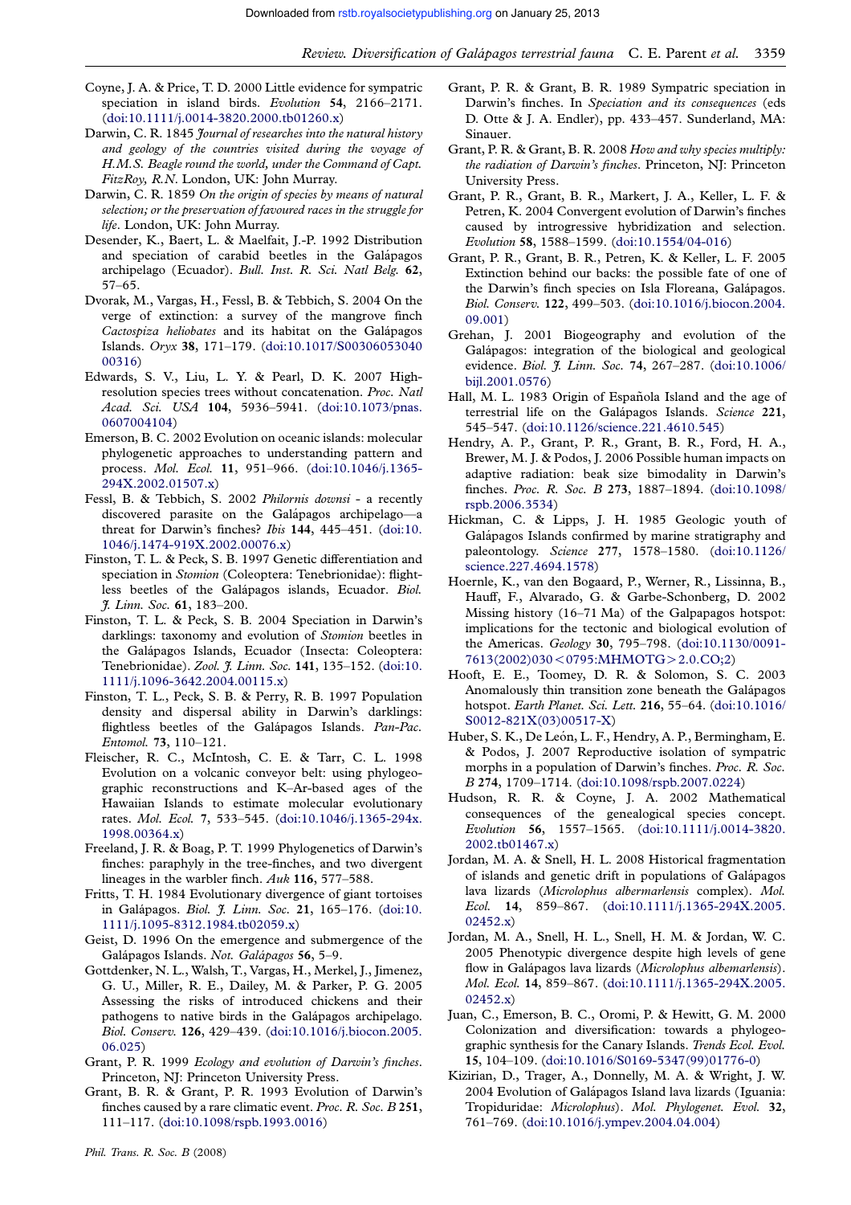Coyne, J. A. & Price, T. D. 2000 Little evidence for sympatric speciation in island birds. *Evolution* **54**, 2166–2171. (doi:10.1111/j.0014-3820.2000.tb01260.x)

Darwin, C. R. 1845 *Journal of researches into the natural history and geology of the countries visited during the voyage of H.M.S. Beagle round the world, under the Command of Capt. FitzRoy, R.N.* London, UK: John Murray.

Darwin, C. R. 1859 *On the origin of species by means of natural selection; or the preservation of favoured races in the struggle for life*. London, UK: John Murray.

Desender, K., Baert, L. & Maelfait, J.-P. 1992 Distribution and speciation of carabid beetles in the Galápagos archipelago (Ecuador). *Bull. Inst. R. Sci. Natl Belg.* **62**, 57–65.

Dvorak, M., Vargas, H., Fessl, B. & Tebbich, S. 2004 On the verge of extinction: a survey of the mangrove finch *Cactospiza heliobates* and its habitat on the Galápagos Islands. *Oryx* **38**, 171–179. (doi:10.1017/S0030605304000316)

Edwards, S. V., Liu, L. Y. & Pearl, D. K. 2007 High-resolution species trees without concatenation. *Proc. Natl Acad. Sci. USA* **104**, 5936–5941. (doi:10.1073/pnas.0607004104)

Emerson, B. C. 2002 Evolution on oceanic islands: molecular phylogenetic approaches to understanding pattern and process. *Mol. Ecol.* **11**, 951–966. (doi:10.1046/j.1365-294X.2002.01507.x)

Fessl, B. & Tebbich, S. 2002 *Philornis downsi* - a recently discovered parasite on the Galápagos archipelago—a threat for Darwin's finches? *Ibis* **144**, 445–451. (doi:10.1046/j.1474-919X.2002.00076.x)

Finston, T. L. & Peck, S. B. 1997 Genetic differentiation and speciation in *Stomion* (Coleoptera: Tenebrionidae): flightless beetles of the Galápagos islands, Ecuador. *Biol. J. Linn. Soc.* **61**, 183–200.

Finston, T. L. & Peck, S. B. 2004 Speciation in Darwin's darklings: taxonomy and evolution of *Stomion* beetles in the Galápagos Islands, Ecuador (Insecta: Coleoptera: Tenebrionidae). *Zool. J. Linn. Soc.* **141**, 135–152. (doi:10.1111/j.1096-3642.2004.00115.x)

Finston, T. L., Peck, S. B. & Perry, R. B. 1997 Population density and dispersal ability in Darwin's darklings: flightless beetles of the Galápagos Islands. *Pan-Pac. Entomol.* **73**, 110–121.

Fleischer, R. C., McIntosh, C. E. & Tarr, C. L. 1998 Evolution on a volcanic conveyor belt: using phylogeographic reconstructions and K–Ar-based ages of the Hawaiian Islands to estimate molecular evolutionary rates. *Mol. Ecol.* **7**, 533–545. (doi:10.1046/j.1365-294x.1998.00364.x)

Freeland, J. R. & Boag, P. T. 1999 Phylogenetics of Darwin's finches: paraphyly in the tree-finches, and two divergent lineages in the warbler finch. *Auk* **116**, 577–588.

Fritts, T. H. 1984 Evolutionary divergence of giant tortoises in Galápagos. *Biol. J. Linn. Soc.* **21**, 165–176. (doi:10.1111/j.1095-8312.1984.tb02059.x)

Geist, D. 1996 On the emergence and submergence of the Galápagos Islands. *Not. Galápagos* **56**, 5–9.

Gottdenker, N. L., Walsh, T., Vargas, H., Merkel, J., Jimenez, G. U., Miller, R. E., Dailey, M. & Parker, P. G. 2005 Assessing the risks of introduced chickens and their pathogens to native birds in the Galápagos archipelago. *Biol. Conserv.* **126**, 429–439. (doi:10.1016/j.biocon.2005.06.025)

Grant, P. R. 1999 *Ecology and evolution of Darwin's finches*. Princeton, NJ: Princeton University Press.

Grant, B. R. & Grant, P. R. 1993 Evolution of Darwin's finches caused by a rare climatic event. *Proc. R. Soc. B* **251**, 111–117. (doi:10.1098/rspb.1993.0016)

Grant, P. R. & Grant, B. R. 1989 Sympatric speciation in Darwin's finches. In *Speciation and its consequences* (eds D. Otte & J. A. Endler), pp. 433–457. Sunderland, MA: Sinauer.

Grant, P. R. & Grant, B. R. 2008 *How and why species multiply: the radiation of Darwin's finches*. Princeton, NJ: Princeton University Press.

Grant, P. R., Grant, B. R., Markert, J. A., Keller, L. F. & Petren, K. 2004 Convergent evolution of Darwin's finches caused by introgressive hybridization and selection. *Evolution* **58**, 1588–1599. (doi:10.1554/04-016)

Grant, P. R., Grant, B. R., Petren, K. & Keller, L. F. 2005 Extinction behind our backs: the possible fate of one of the Darwin's finch species on Isla Floreana, Galápagos. *Biol. Conserv.* **122**, 499–503. (doi:10.1016/j.biocon.2004.09.001)

Grehan, J. 2001 Biogeography and evolution of the Galápagos: integration of the biological and geological evidence. *Biol. J. Linn. Soc.* **74**, 267–287. (doi:10.1006/bijl.2001.0576)

Hall, M. L. 1983 Origin of Española Island and the age of terrestrial life on the Galápagos Islands. *Science* **221**, 545–547. (doi:10.1126/science.221.4610.545)

Hendry, A. P., Grant, P. R., Grant, B. R., Ford, H. A., Brewer, M. J. & Podos, J. 2006 Possible human impacts on adaptive radiation: beak size bimodality in Darwin's finches. *Proc. R. Soc. B* **273**, 1887–1894. (doi:10.1098/rspb.2006.3534)

Hickman, C. & Lipps, J. H. 1985 Geologic youth of Galápagos Islands confirmed by marine stratigraphy and paleontology. *Science* **277**, 1578–1580. (doi:10.1126/science.227.4694.1578)

Hoernle, K., van den Bogaard, P., Werner, R., Lissinna, B., Hauff, F., Alvarado, G. & Garbe-Schonberg, D. 2002 Missing history (16–71 Ma) of the Galpagopas hotspot: implications for the tectonic and biological evolution of the Americas. *Geology* **30**, 795–798. (doi:10.1130/0091-7613(2002)030<0795:MHMOTG>2.0.CO;2)

Hooft, E. E., Toomey, D. R. & Solomon, S. C. 2003 Anomalously thin transition zone beneath the Galápagos hotspot. *Earth Planet. Sci. Lett.* **216**, 55–64. (doi:10.1016/S0012-821X(03)00517-X)

Huber, S. K., De León, L. F., Hendry, A. P., Bermingham, E. & Podos, J. 2007 Reproductive isolation of sympatric morphs in a population of Darwin's finches. *Proc. R. Soc. B* **274**, 1709–1714. (doi:10.1098/rspb.2007.0224)

Hudson, R. R. & Coyne, J. A. 2002 Mathematical consequences of the genealogical species concept. *Evolution* **56**, 1557–1565. (doi:10.1111/j.0014-3820.2002.tb01467.x)

Jordan, M. A. & Snell, H. L. 2008 Historical fragmentation of islands and genetic drift in populations of Galápagos lava lizards (*Microlophus albermarlensis* complex). *Mol. Ecol.* **14**, 859–867. (doi:10.1111/j.1365-294X.2005.02452.x)

Jordan, M. A., Snell, H. L., Snell, H. M. & Jordan, W. C. 2005 Phenotypic divergence despite high levels of gene flow in Galápagos lava lizards (*Microlophus albemarlensis*). *Mol. Ecol.* **14**, 859–867. (doi:10.1111/j.1365-294X.2005.02452.x)

Juan, C., Emerson, B. C., Oromi, P. & Hewitt, G. M. 2000 Colonization and diversification: towards a phylogeographic synthesis for the Canary Islands. *Trends Ecol. Evol.* **15**, 104–109. (doi:10.1016/S0169-5347(99)01776-0)

Kizirian, D., Trager, A., Donnelly, M. A. & Wright, J. W. 2004 Evolution of Galápagos Island lava lizards (Iguania: Tropiduridae: *Microlophus*). *Mol. Phylogenet. Evol.* **32**, 761–769. (doi:10.1016/j.ympev.2004.04.004)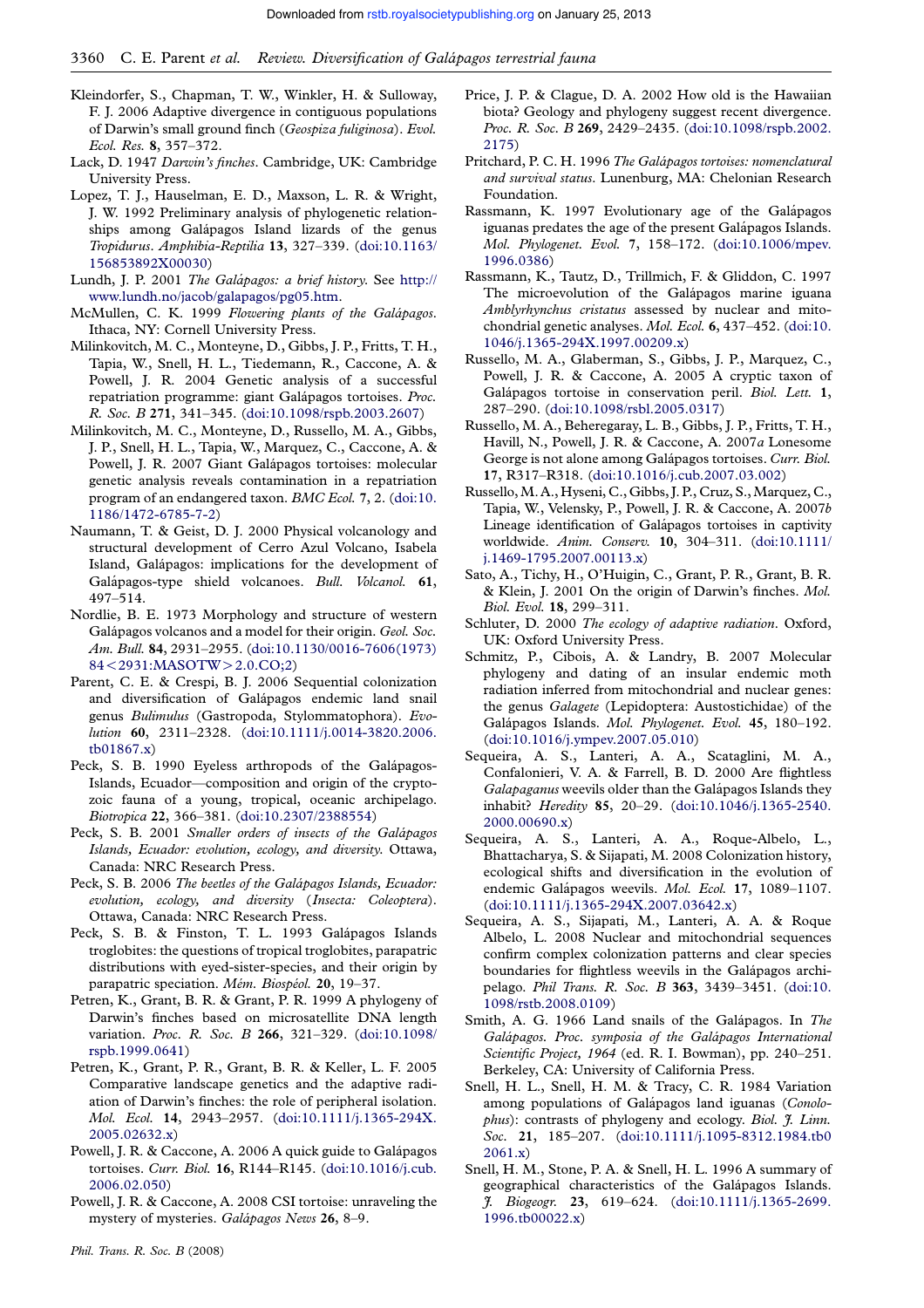Kleindorfer, S., Chapman, T. W., Winkler, H. & Sulloway, F. J. 2006 Adaptive divergence in contiguous populations of Darwin's small ground finch (*Geospiza fuliginosa*). *Evol. Ecol. Res.* **8**, 357–372.

Lack, D. 1947 *Darwin's finches*. Cambridge, UK: Cambridge University Press.

Lopez, T. J., Hauselman, E. D., Maxson, L. R. & Wright, J. W. 1992 Preliminary analysis of phylogenetic relationships among Galápagos Island lizards of the genus *Tropidurus*. *Amphibia-Reptilia* **13**, 327–339. (doi:10.1163/156853892X00030)

Lundh, J. P. 2001 *The Galápagos: a brief history*. See http://www.lundh.no/jacob/galapagos/pg05.htm.

McMullen, C. K. 1999 *Flowering plants of the Galápagos*. Ithaca, NY: Cornell University Press.

Milinkovitch, M. C., Monteyne, D., Gibbs, J. P., Fritts, T. H., Tapia, W., Snell, H. L., Tiedemann, R., Caccone, A. & Powell, J. R. 2004 Genetic analysis of a successful repatriation programme: giant Galápagos tortoises. *Proc. R. Soc. B* **271**, 341–345. (doi:10.1098/rspb.2003.2607)

Milinkovitch, M. C., Monteyne, D., Russello, M. A., Gibbs, J. P., Snell, H. L., Tapia, W., Marquez, C., Caccone, A. & Powell, J. R. 2007 Giant Galápagos tortoises: molecular genetic analysis reveals contamination in a repatriation program of an endangered taxon. *BMC Ecol.* **7**, 2. (doi:10.1186/1472-6785-7-2)

Naumann, T. & Geist, D. J. 2000 Physical volcanology and structural development of Cerro Azul Volcano, Isabela Island, Galápagos: implications for the development of Galápagos-type shield volcanoes. *Bull. Volcanol.* **61**, 497–514.

Nordlie, B. E. 1973 Morphology and structure of western Galápagos volcanos and a model for their origin. *Geol. Soc. Am. Bull.* **84**, 2931–2955. (doi:10.1130/0016-7606(1973)84<2931:MASOTW>2.0.CO;2)

Parent, C. E. & Crespi, B. J. 2006 Sequential colonization and diversification of Galápagos endemic land snail genus *Bulimulus* (Gastropoda, Stylommatophora). *Evolution* **60**, 2311–2328. (doi:10.1111/j.0014-3820.2006.tb01867.x)

Peck, S. B. 1990 Eyeless arthropods of the Galápagos-Islands, Ecuador—composition and origin of the cryptozoic fauna of a young, tropical, oceanic archipelago. *Biotropica* **22**, 366–381. (doi:10.2307/2388554)

Peck, S. B. 2001 *Smaller orders of insects of the Galápagos Islands, Ecuador: evolution, ecology, and diversity.* Ottawa, Canada: NRC Research Press.

Peck, S. B. 2006 *The beetles of the Galápagos Islands, Ecuador: evolution, ecology, and diversity (Insecta: Coleoptera)*. Ottawa, Canada: NRC Research Press.

Peck, S. B. & Finston, T. L. 1993 Galápagos Islands troglobites: the questions of tropical troglobites, parapatric distributions with eyed-sister-species, and their origin by parapatric speciation. *Mém. Biospéol.* **20**, 19–37.

Petren, K., Grant, B. R. & Grant, P. R. 1999 A phylogeny of Darwin's finches based on microsatellite DNA length variation. *Proc. R. Soc. B* **266**, 321–329. (doi:10.1098/rspb.1999.0641)

Petren, K., Grant, P. R., Grant, B. R. & Keller, L. F. 2005 Comparative landscape genetics and the adaptive radiation of Darwin's finches: the role of peripheral isolation. *Mol. Ecol.* **14**, 2943–2957. (doi:10.1111/j.1365-294X.2005.02632.x)

Powell, J. R. & Caccone, A. 2006 A quick guide to Galápagos tortoises. *Curr. Biol.* **16**, R144–R145. (doi:10.1016/j.cub.2006.02.050)

Powell, J. R. & Caccone, A. 2008 CSI tortoise: unraveling the mystery of mysteries. *Galápagos News* **26**, 8–9.

Price, J. P. & Clague, D. A. 2002 How old is the Hawaiian biota? Geology and phylogeny suggest recent divergence. *Proc. R. Soc. B* **269**, 2429–2435. (doi:10.1098/rspb.2002.2175)

Pritchard, P. C. H. 1996 *The Galápagos tortoises: nomenclatural and survival status*. Lunenburg, MA: Chelonian Research Foundation.

Rassmann, K. 1997 Evolutionary age of the Galápagos iguanas predates the age of the present Galápagos Islands. *Mol. Phylogenet. Evol.* **7**, 158–172. (doi:10.1006/mpev.1996.0386)

Rassmann, K., Tautz, D., Trillmich, F. & Gliddon, C. 1997 The microevolution of the Galápagos marine iguana *Amblyrhynchus cristatus* assessed by nuclear and mitochondrial genetic analyses. *Mol. Ecol.* **6**, 437–452. (doi:10.1046/j.1365-294X.1997.00209.x)

Russello, M. A., Glaberman, S., Gibbs, J. P., Marquez, C., Powell, J. R. & Caccone, A. 2005 A cryptic taxon of Galápagos tortoise in conservation peril. *Biol. Lett.* **1**, 287–290. (doi:10.1098/rsbl.2005.0317)

Russello, M. A., Beheregaray, L. B., Gibbs, J. P., Fritts, T. H., Havill, N., Powell, J. R. & Caccone, A. 2007*a* Lonesome George is not alone among Galápagos tortoises. *Curr. Biol.* **17**, R317–R318. (doi:10.1016/j.cub.2007.03.002)

Russello, M. A., Hyseni, C., Gibbs, J. P., Cruz, S., Marquez, C., Tapia, W., Velensky, P., Powell, J. R. & Caccone, A. 2007*b* Lineage identification of Galápagos tortoises in captivity worldwide. *Anim. Conserv.* **10**, 304–311. (doi:10.1111/j.1469-1795.2007.00113.x)

Sato, A., Tichy, H., O'Huigin, C., Grant, P. R., Grant, B. R. & Klein, J. 2001 On the origin of Darwin's finches. *Mol. Biol. Evol.* **18**, 299–311.

Schluter, D. 2000 *The ecology of adaptive radiation*. Oxford, UK: Oxford University Press.

Schmitz, P., Cibois, A. & Landry, B. 2007 Molecular phylogeny and dating of an insular endemic moth radiation inferred from mitochondrial and nuclear genes: the genus *Galagete* (Lepidoptera: Austostichidae) of the Galápagos Islands. *Mol. Phylogenet. Evol.* **45**, 180–192. (doi:10.1016/j.ympev.2007.05.010)

Sequeira, A. S., Lanteri, A. A., Scataglini, M. A., Confalonieri, V. A. & Farrell, B. D. 2000 Are flightless *Galapaganus* weevils older than the Galápagos Islands they inhabit? *Heredity* **85**, 20–29. (doi:10.1046/j.1365-2540.2000.00690.x)

Sequeira, A. S., Lanteri, A. A., Roque-Albelo, L., Bhattacharya, S. & Sijapati, M. 2008 Colonization history, ecological shifts and diversification in the evolution of endemic Galápagos weevils. *Mol. Ecol.* **17**, 1089–1107. (doi:10.1111/j.1365-294X.2007.03642.x)

Sequeira, A. S., Sijapati, M., Lanteri, A. A. & Roque Albelo, L. 2008 Nuclear and mitochondrial sequences confirm complex colonization patterns and clear species boundaries for flightless weevils in the Galápagos archipelago. *Phil Trans. R. Soc. B* **363**, 3439–3451. (doi:10.1098/rstb.2008.0109)

Smith, A. G. 1966 Land snails of the Galápagos. In *The Galápagos. Proc. symposia of the Galápagos International Scientific Project, 1964* (ed. R. I. Bowman), pp. 240–251. Berkeley, CA: University of California Press.

Snell, H. L., Snell, H. M. & Tracy, C. R. 1984 Variation among populations of Galápagos land iguanas (*Conolophus*): contrasts of phylogeny and ecology. *Biol. J. Linn. Soc.* **21**, 185–207. (doi:10.1111/j.1095-8312.1984.tb02061.x)

Snell, H. M., Stone, P. A. & Snell, H. L. 1996 A summary of geographical characteristics of the Galápagos Islands. *J. Biogeogr.* **23**, 619–624. (doi:10.1111/j.1365-2699.1996.tb00022.x)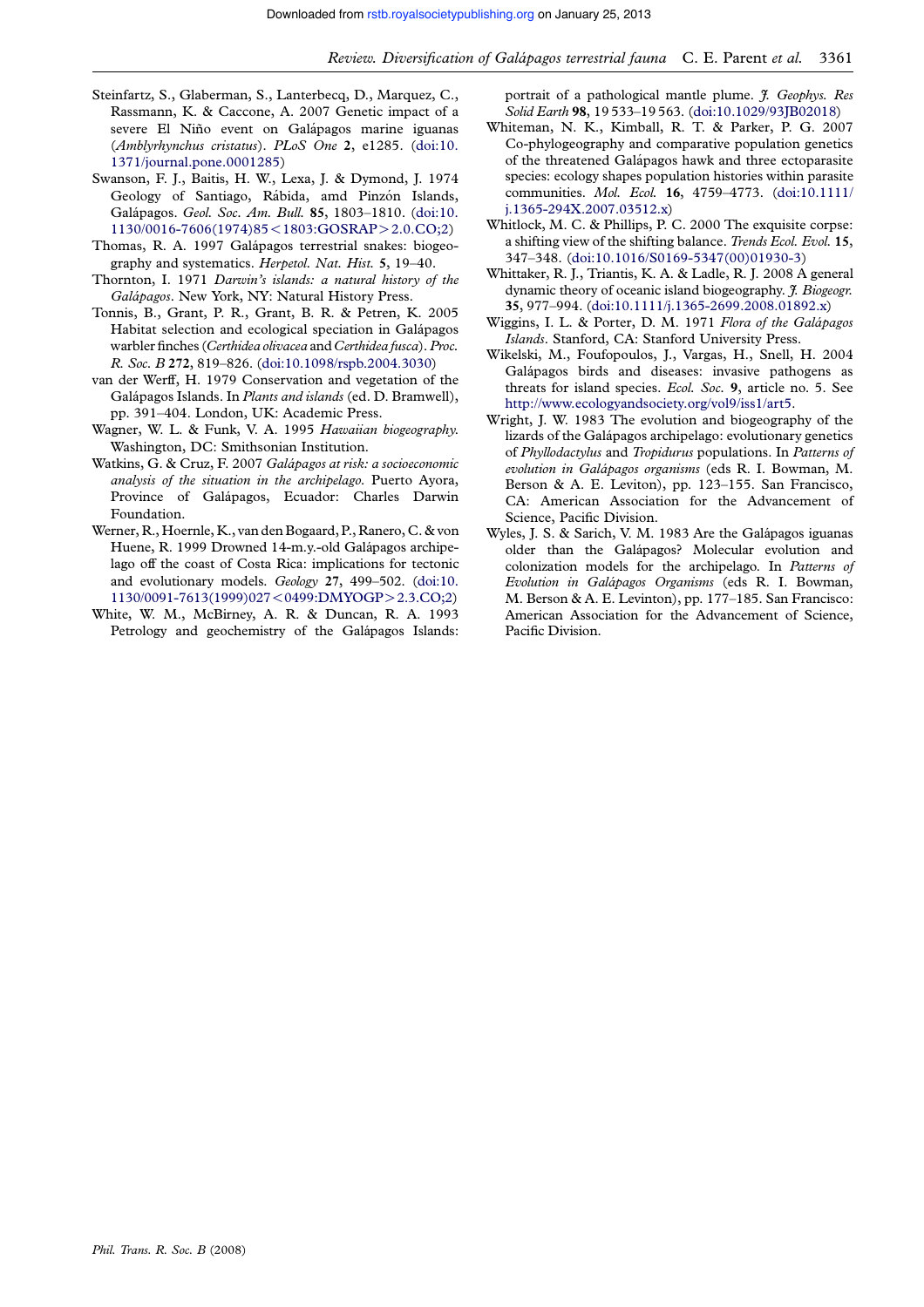Steinfartz, S., Glaberman, S., Lanterbecq, D., Marquez, C., Rassmann, K. & Caccone, A. 2007 Genetic impact of a severe El Niño event on Galápagos marine iguanas (*Amblyrhynchus cristatus*). *PLoS One* **2**, e1285. (doi:10.1371/journal.pone.0001285)

Swanson, F. J., Baitis, H. W., Lexa, J. & Dymond, J. 1974 Geology of Santiago, Rábida, amd Pinzón Islands, Galápagos. *Geol. Soc. Am. Bull.* **85**, 1803–1810. (doi:10.1130/0016-7606(1974)85<1803:GOSRAP>2.0.CO;2)

Thomas, R. A. 1997 Galápagos terrestrial snakes: biogeography and systematics. *Herpetol. Nat. Hist.* **5**, 19–40.

Thornton, I. 1971 *Darwin's islands: a natural history of the Galápagos*. New York, NY: Natural History Press.

Tonnis, B., Grant, P. R., Grant, B. R. & Petren, K. 2005 Habitat selection and ecological speciation in Galápagos warbler finches (*Certhidea olivacea* and *Certhidea fusca*). *Proc. R. Soc. B* **272**, 819–826. (doi:10.1098/rspb.2004.3030)

van der Werff, H. 1979 Conservation and vegetation of the Galápagos Islands. In *Plants and islands* (ed. D. Bramwell), pp. 391–404. London, UK: Academic Press.

Wagner, W. L. & Funk, V. A. 1995 *Hawaiian biogeography*. Washington, DC: Smithsonian Institution.

Watkins, G. & Cruz, F. 2007 *Galápagos at risk: a socioeconomic analysis of the situation in the archipelago*. Puerto Ayora, Province of Galápagos, Ecuador: Charles Darwin Foundation.

Werner, R., Hoernle, K., van den Bogaard, P., Ranero, C. & von Huene, R. 1999 Drowned 14-m.y.-old Galápagos archipelago off the coast of Costa Rica: implications for tectonic and evolutionary models. *Geology* **27**, 499–502. (doi:10.1130/0091-7613(1999)027<0499:DMYOGP>2.3.CO;2)

White, W. M., McBirney, A. R. & Duncan, R. A. 1993 Petrology and geochemistry of the Galápagos Islands: portrait of a pathological mantle plume. *J. Geophys. Res Solid Earth* **98**, 19 533–19 563. (doi:10.1029/93JB02018)

Whiteman, N. K., Kimball, R. T. & Parker, P. G. 2007 Co-phylogeography and comparative population genetics of the threatened Galápagos hawk and three ectoparasite species: ecology shapes population histories within parasite communities. *Mol. Ecol.* **16**, 4759–4773. (doi:10.1111/j.1365-294X.2007.03512.x)

Whitlock, M. C. & Phillips, P. C. 2000 The exquisite corpse: a shifting view of the shifting balance. *Trends Ecol. Evol.* **15**, 347–348. (doi:10.1016/S0169-5347(00)01930-3)

Whittaker, R. J., Triantis, K. A. & Ladle, R. J. 2008 A general dynamic theory of oceanic island biogeography. *J. Biogeogr.* **35**, 977–994. (doi:10.1111/j.1365-2699.2008.01892.x)

Wiggins, I. L. & Porter, D. M. 1971 *Flora of the Galápagos Islands*. Stanford, CA: Stanford University Press.

Wikelski, M., Foufopoulos, J., Vargas, H., Snell, H. 2004 Galápagos birds and diseases: invasive pathogens as threats for island species. *Ecol. Soc.* **9**, article no. 5. See http://www.ecologyandsociety.org/vol9/iss1/art5.

Wright, J. W. 1983 The evolution and biogeography of the lizards of the Galápagos archipelago: evolutionary genetics of *Phyllodactylus* and *Tropidurus* populations. In *Patterns of evolution in Galápagos organisms* (eds R. I. Bowman, M. Berson & A. E. Leviton), pp. 123–155. San Francisco, CA: American Association for the Advancement of Science, Pacific Division.

Wyles, J. S. & Sarich, V. M. 1983 Are the Galápagos iguanas older than the Galápagos? Molecular evolution and colonization models for the archipelago. In *Patterns of Evolution in Galápagos Organisms* (eds R. I. Bowman, M. Berson & A. E. Levinton), pp. 177–185. San Francisco: American Association for the Advancement of Science, Pacific Division.